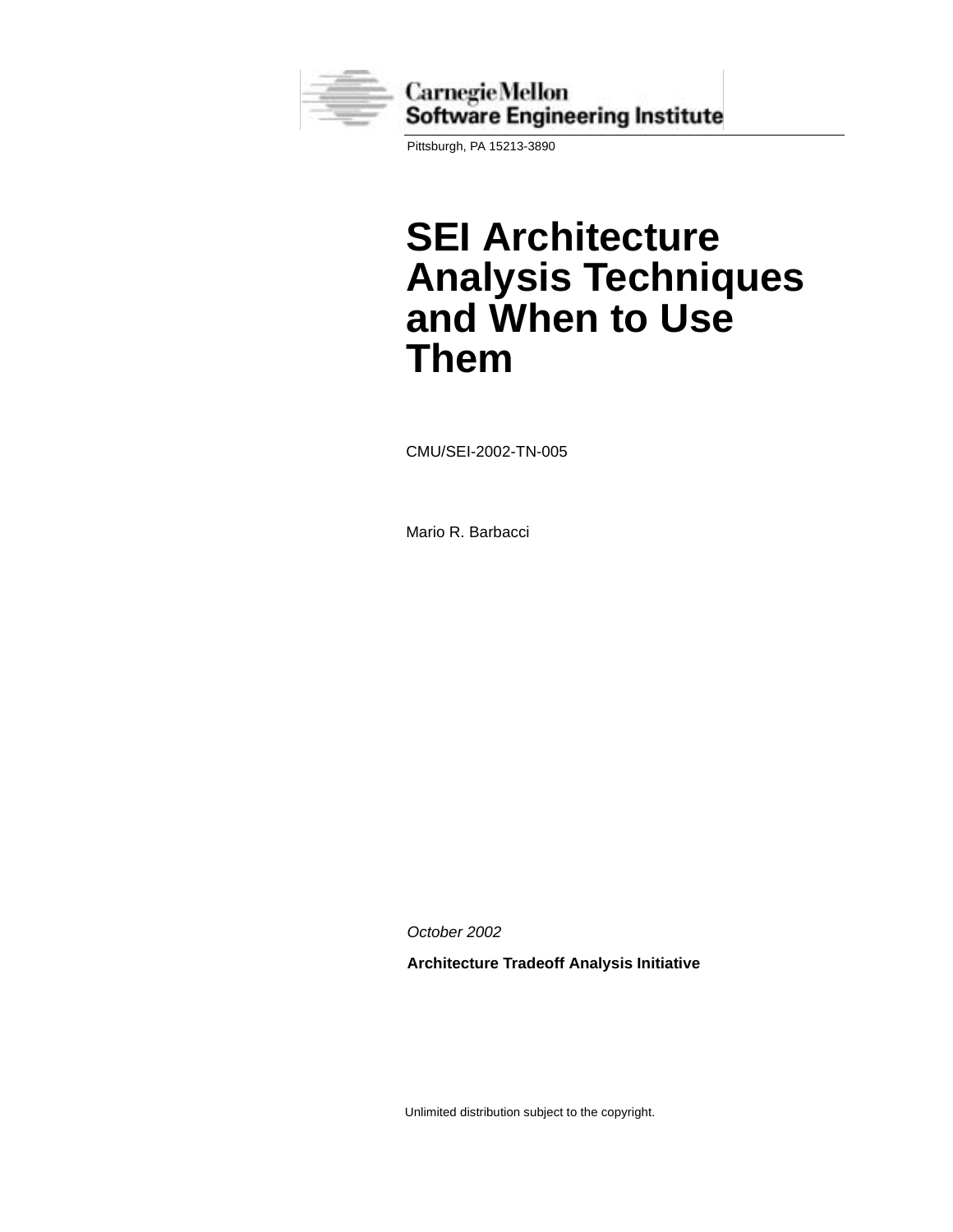Carnegie Mellon
Software Engineering Institute

Pittsburgh, PA 15213-3890

# SEI Architecture Analysis Techniques and When to Use Them

CMU/SEI-2002-TN-005

Mario R. Barbacci

*October 2002*

**Architecture Tradeoff Analysis Initiative**

Unlimited distribution subject to the copyright.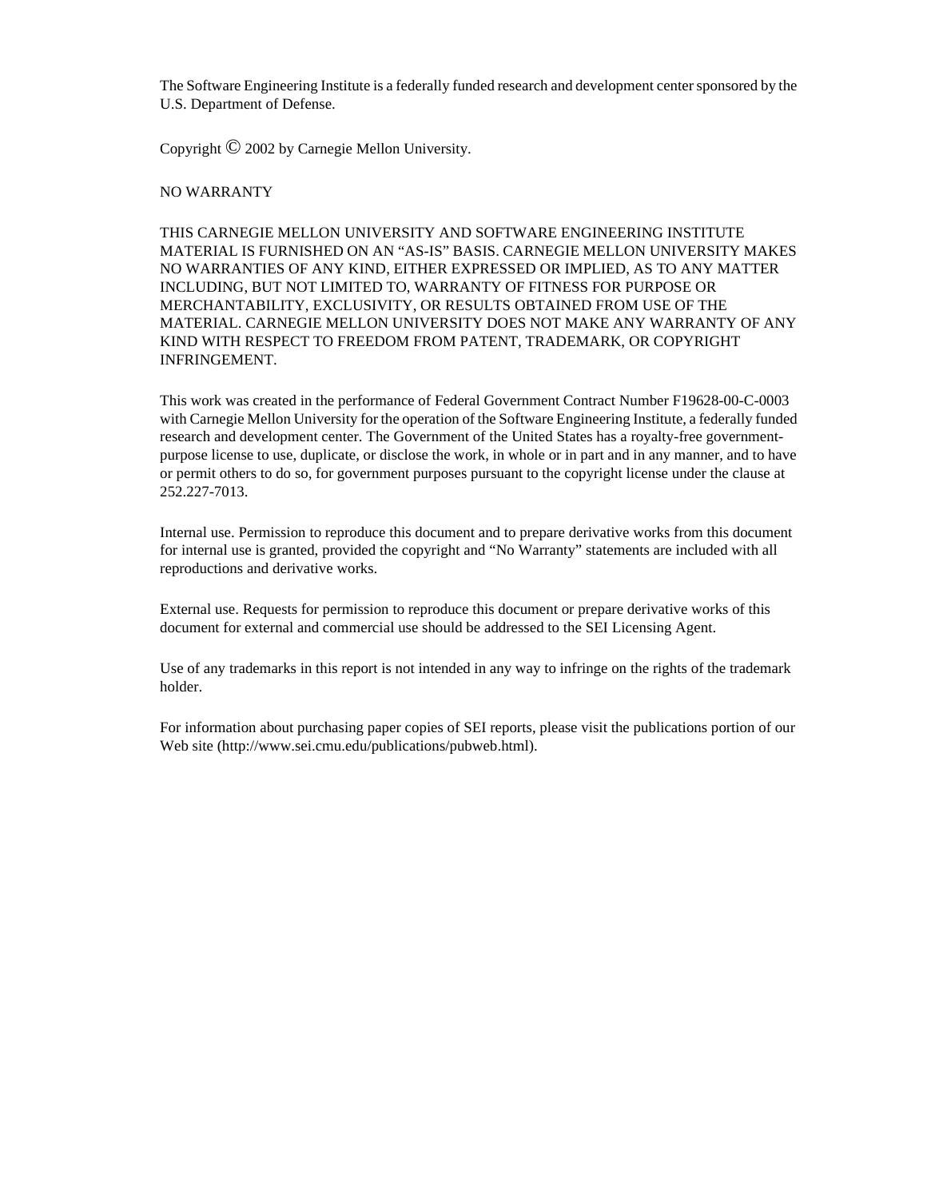The Software Engineering Institute is a federally funded research and development center sponsored by the U.S. Department of Defense.

Copyright © 2002 by Carnegie Mellon University.

NO WARRANTY

THIS CARNEGIE MELLON UNIVERSITY AND SOFTWARE ENGINEERING INSTITUTE MATERIAL IS FURNISHED ON AN “AS-IS” BASIS. CARNEGIE MELLON UNIVERSITY MAKES NO WARRANTIES OF ANY KIND, EITHER EXPRESSED OR IMPLIED, AS TO ANY MATTER INCLUDING, BUT NOT LIMITED TO, WARRANTY OF FITNESS FOR PURPOSE OR MERCHANTABILITY, EXCLUSIVITY, OR RESULTS OBTAINED FROM USE OF THE MATERIAL. CARNEGIE MELLON UNIVERSITY DOES NOT MAKE ANY WARRANTY OF ANY KIND WITH RESPECT TO FREEDOM FROM PATENT, TRADEMARK, OR COPYRIGHT INFRINGEMENT.

This work was created in the performance of Federal Government Contract Number F19628-00-C-0003 with Carnegie Mellon University for the operation of the Software Engineering Institute, a federally funded research and development center. The Government of the United States has a royalty-free government-purpose license to use, duplicate, or disclose the work, in whole or in part and in any manner, and to have or permit others to do so, for government purposes pursuant to the copyright license under the clause at 252.227-7013.

Internal use. Permission to reproduce this document and to prepare derivative works from this document for internal use is granted, provided the copyright and “No Warranty” statements are included with all reproductions and derivative works.

External use. Requests for permission to reproduce this document or prepare derivative works of this document for external and commercial use should be addressed to the SEI Licensing Agent.

Use of any trademarks in this report is not intended in any way to infringe on the rights of the trademark holder.

For information about purchasing paper copies of SEI reports, please visit the publications portion of our Web site (http://www.sei.cmu.edu/publications/pubweb.html).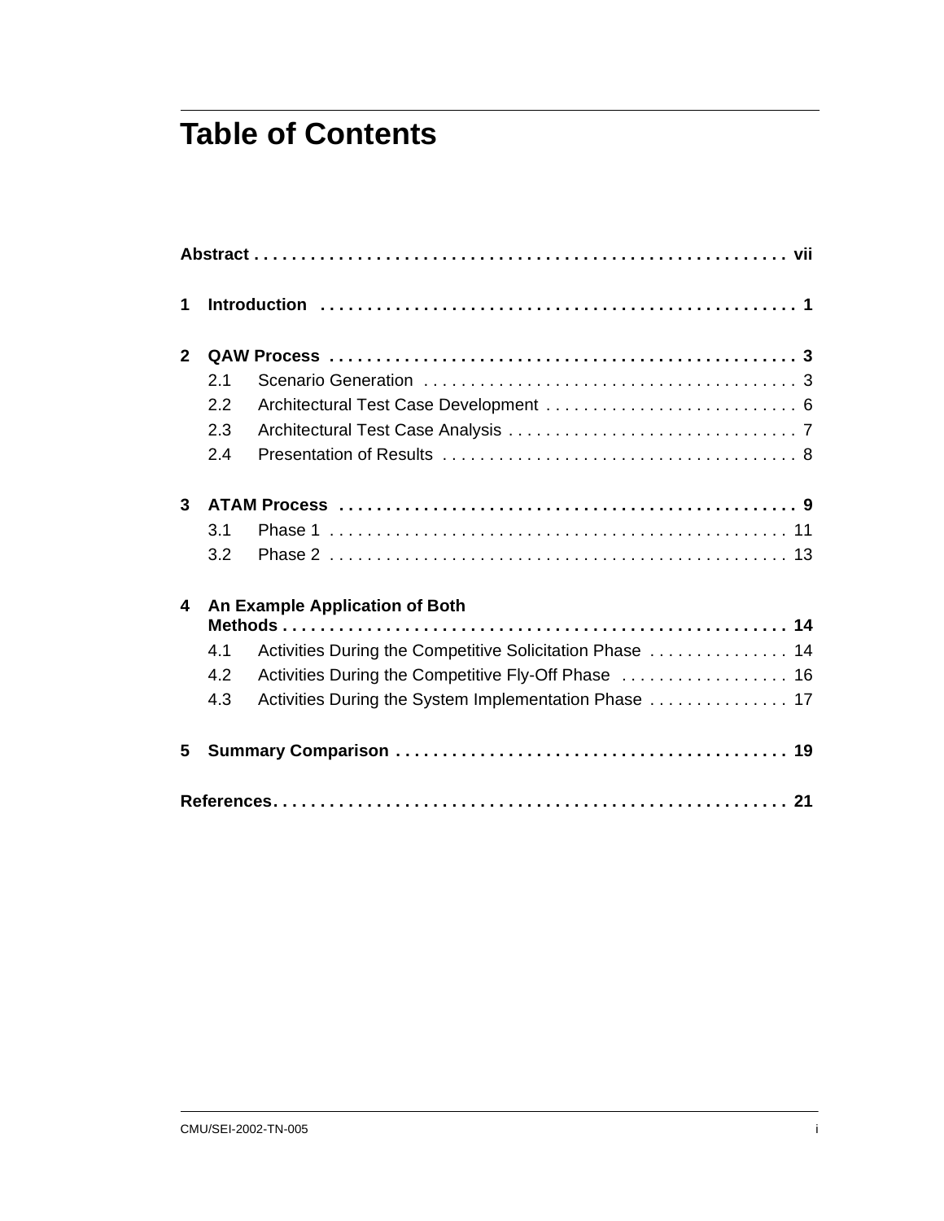# Table of Contents

**Abstract** . . . . . . . . . . . . . . . . . . . . . . . . . . . . . . . . . . . . . . . . . . . . . . . . . . . . . . . . **vii**

**1 Introduction** . . . . . . . . . . . . . . . . . . . . . . . . . . . . . . . . . . . . . . . . . . . . . . . . . . . **1**

**2 QAW Process** . . . . . . . . . . . . . . . . . . . . . . . . . . . . . . . . . . . . . . . . . . . . . . . . . . **3**

- 2.1 Scenario Generation . . . . . . . . . . . . . . . . . . . . . . . . . . . . . . . . . . . . . . . . 3
- 2.2 Architectural Test Case Development . . . . . . . . . . . . . . . . . . . . . . . . . . . 6
- 2.3 Architectural Test Case Analysis . . . . . . . . . . . . . . . . . . . . . . . . . . . . . . . 7
- 2.4 Presentation of Results . . . . . . . . . . . . . . . . . . . . . . . . . . . . . . . . . . . . . . 8

**3 ATAM Process** . . . . . . . . . . . . . . . . . . . . . . . . . . . . . . . . . . . . . . . . . . . . . . . . . **9**

- 3.1 Phase 1 . . . . . . . . . . . . . . . . . . . . . . . . . . . . . . . . . . . . . . . . . . . . . . . . . . 11
- 3.2 Phase 2 . . . . . . . . . . . . . . . . . . . . . . . . . . . . . . . . . . . . . . . . . . . . . . . . . . 13

**4 An Example Application of Both Methods** . . . . . . . . . . . . . . . . . . . . . . . . . . . . . . . . . . . . . . . . . . . . . . . . . . . . . **14**

- 4.1 Activities During the Competitive Solicitation Phase . . . . . . . . . . . . . . . 14
- 4.2 Activities During the Competitive Fly-Off Phase . . . . . . . . . . . . . . . . . . 16
- 4.3 Activities During the System Implementation Phase . . . . . . . . . . . . . . . 17

**5 Summary Comparison** . . . . . . . . . . . . . . . . . . . . . . . . . . . . . . . . . . . . . . . . . **19**

**References** . . . . . . . . . . . . . . . . . . . . . . . . . . . . . . . . . . . . . . . . . . . . . . . . . . . . . **21**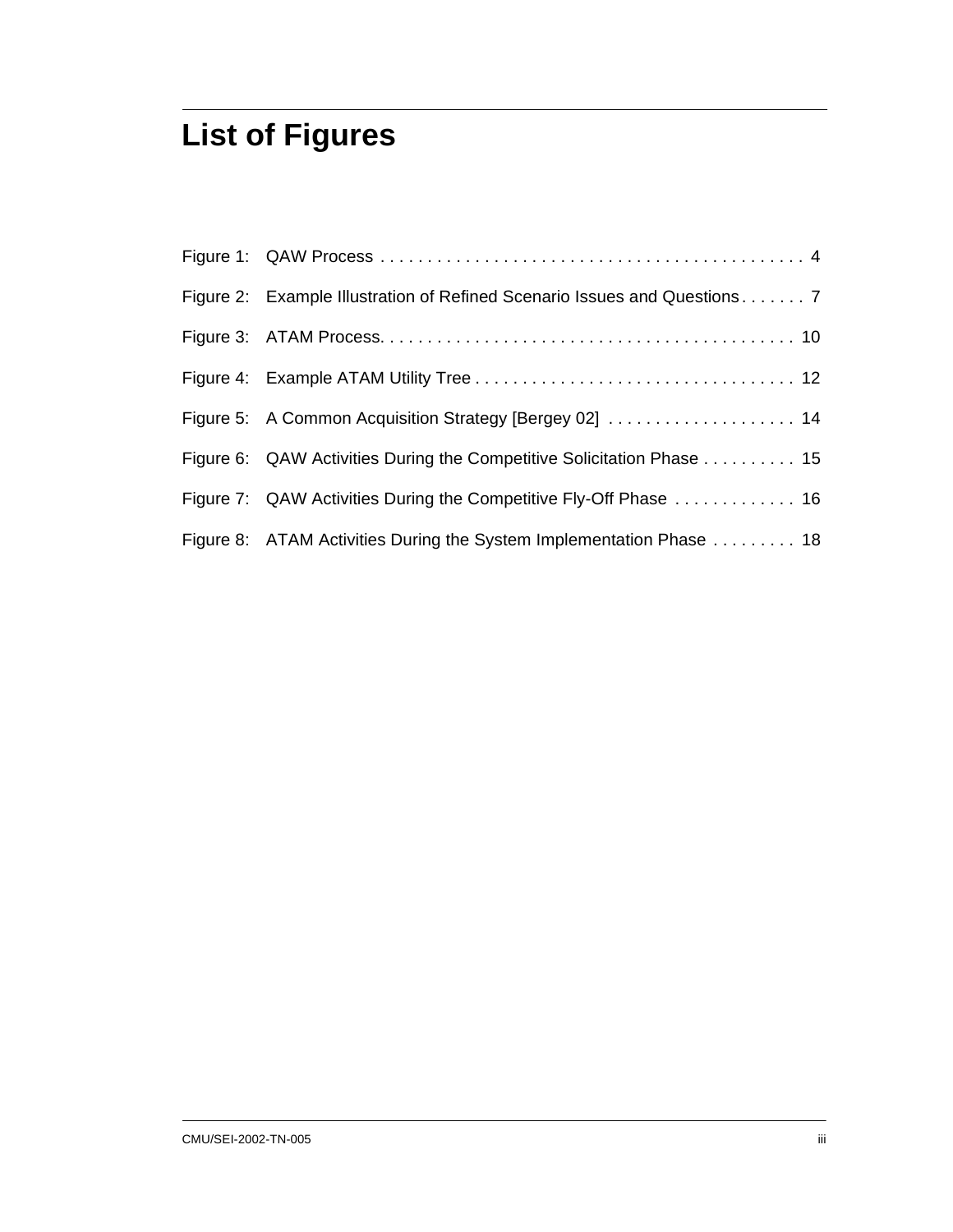# List of Figures

Figure 1: QAW Process . . . . . . . . . . . . . . . . . . . . . . . . . . . . . . . . . . . . . . . . . . . . . 4

Figure 2: Example Illustration of Refined Scenario Issues and Questions . . . . . . . 7

Figure 3: ATAM Process. . . . . . . . . . . . . . . . . . . . . . . . . . . . . . . . . . . . . . . . . . . . 10

Figure 4: Example ATAM Utility Tree . . . . . . . . . . . . . . . . . . . . . . . . . . . . . . . . . . 12

Figure 5: A Common Acquisition Strategy [Bergey 02] . . . . . . . . . . . . . . . . . . . . 14

Figure 6: QAW Activities During the Competitive Solicitation Phase . . . . . . . . . . 15

Figure 7: QAW Activities During the Competitive Fly-Off Phase . . . . . . . . . . . . . 16

Figure 8: ATAM Activities During the System Implementation Phase . . . . . . . . . 18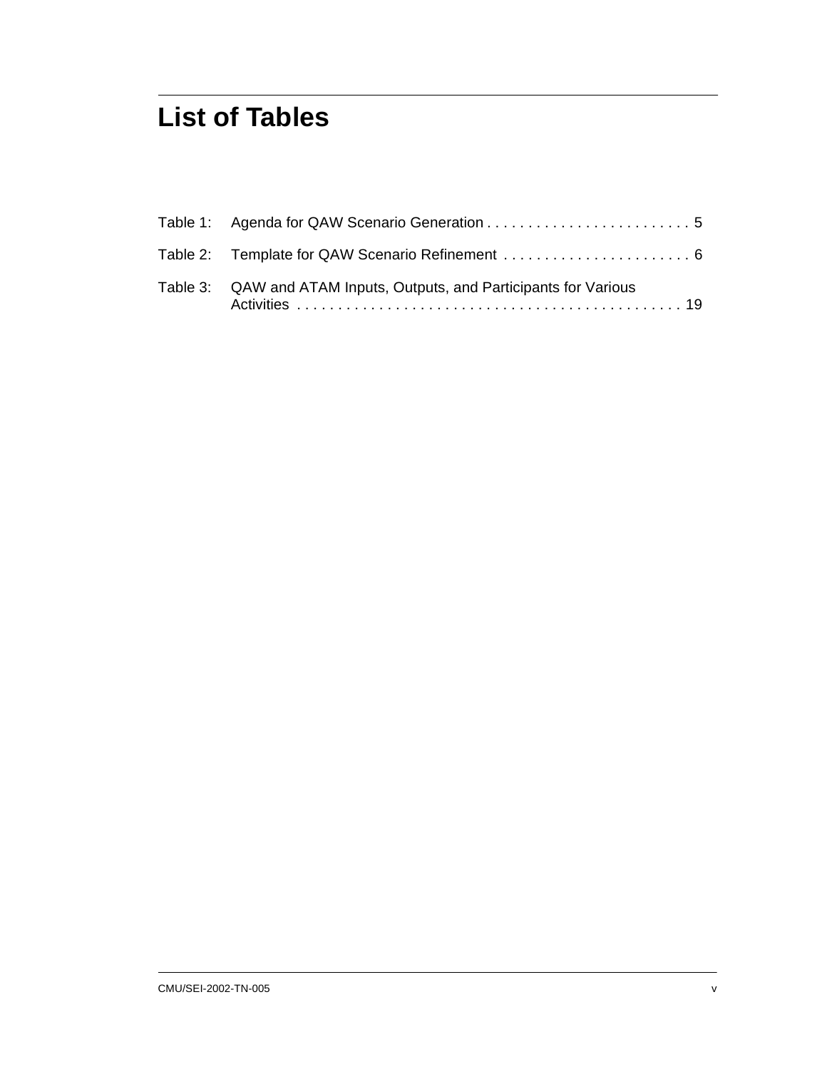# List of Tables

Table 1: Agenda for QAW Scenario Generation . . . . . . . . . . . . . . . . . . . . . . . . . 5

Table 2: Template for QAW Scenario Refinement . . . . . . . . . . . . . . . . . . . . . . . . 6

Table 3: QAW and ATAM Inputs, Outputs, and Participants for Various Activities . . . . . . . . . . . . . . . . . . . . . . . . . . . . . . . . . . . . . . . . . . . . . . 19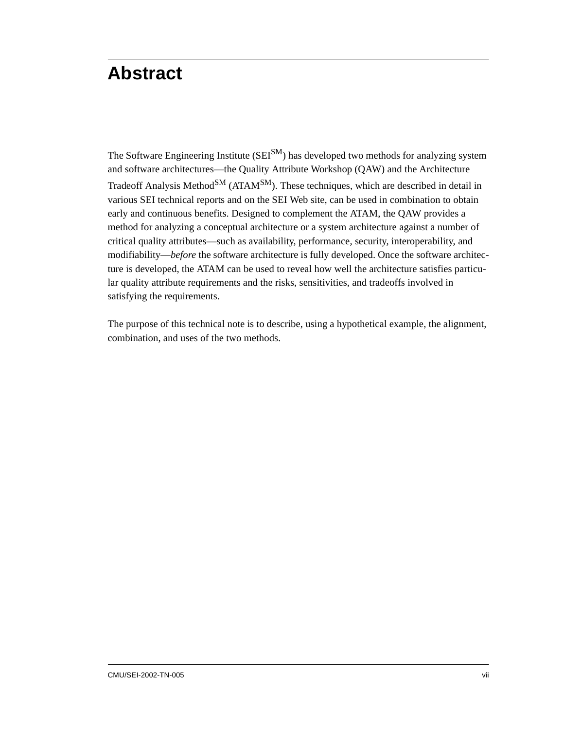# Abstract

The Software Engineering Institute (SEI[SM]) has developed two methods for analyzing system and software architectures—the Quality Attribute Workshop (QAW) and the Architecture Tradeoff Analysis Method[SM] (ATAM[SM]). These techniques, which are described in detail in various SEI technical reports and on the SEI Web site, can be used in combination to obtain early and continuous benefits. Designed to complement the ATAM, the QAW provides a method for analyzing a conceptual architecture or a system architecture against a number of critical quality attributes—such as availability, performance, security, interoperability, and modifiability—*before* the software architecture is fully developed. Once the software architecture is developed, the ATAM can be used to reveal how well the architecture satisfies particular quality attribute requirements and the risks, sensitivities, and tradeoffs involved in satisfying the requirements.

The purpose of this technical note is to describe, using a hypothetical example, the alignment, combination, and uses of the two methods.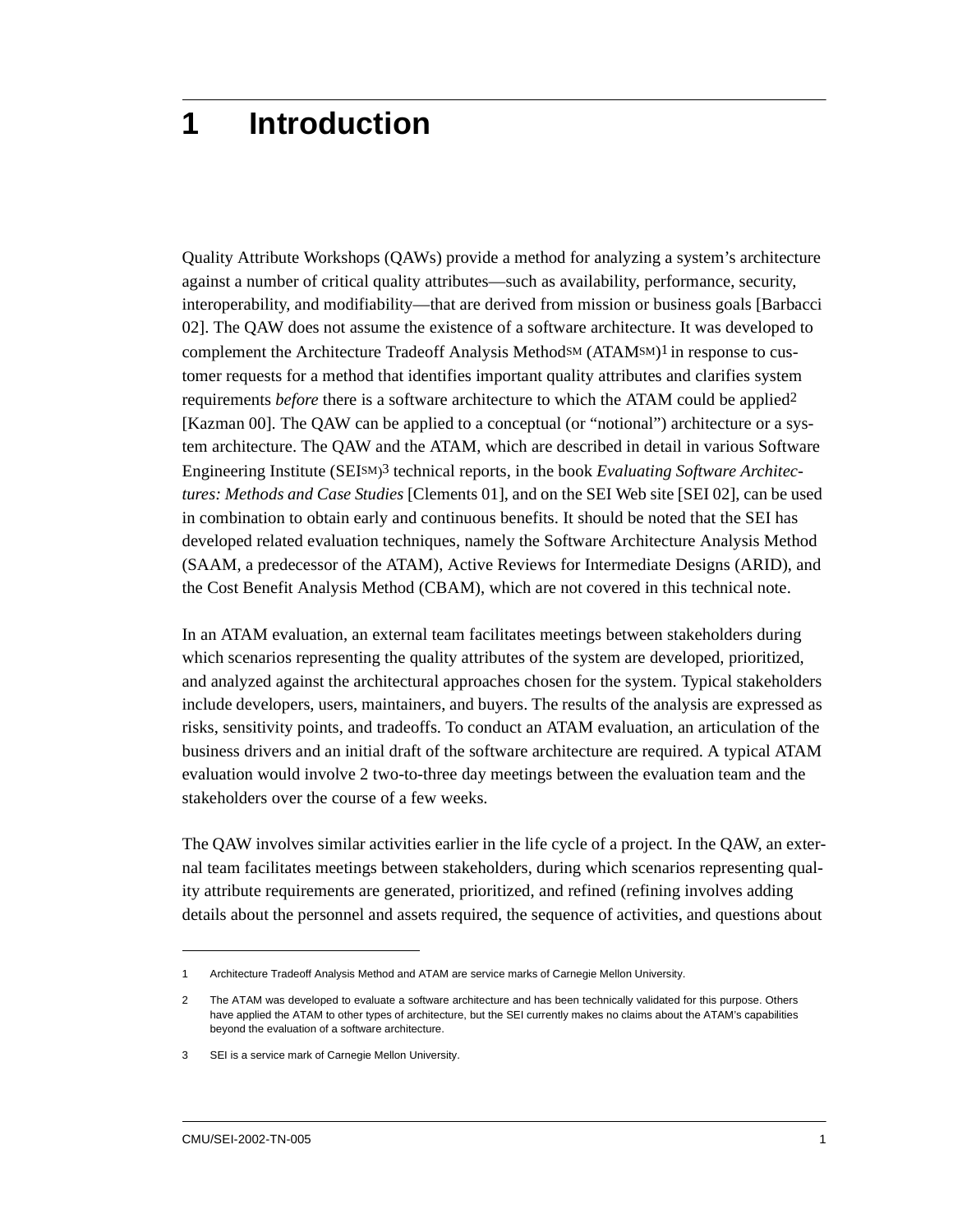# 1 Introduction

Quality Attribute Workshops (QAWs) provide a method for analyzing a system's architecture against a number of critical quality attributes—such as availability, performance, security, interoperability, and modifiability—that are derived from mission or business goals [Barbacci 02]. The QAW does not assume the existence of a software architecture. It was developed to complement the Architecture Tradeoff Analysis Method℠ (ATAM℠)[1] in response to customer requests for a method that identifies important quality attributes and clarifies system requirements *before* there is a software architecture to which the ATAM could be applied[2] [Kazman 00]. The QAW can be applied to a conceptual (or "notional") architecture or a system architecture. The QAW and the ATAM, which are described in detail in various Software Engineering Institute (SEI℠)[3] technical reports, in the book *Evaluating Software Architectures: Methods and Case Studies* [Clements 01], and on the SEI Web site [SEI 02], can be used in combination to obtain early and continuous benefits. It should be noted that the SEI has developed related evaluation techniques, namely the Software Architecture Analysis Method (SAAM, a predecessor of the ATAM), Active Reviews for Intermediate Designs (ARID), and the Cost Benefit Analysis Method (CBAM), which are not covered in this technical note.

In an ATAM evaluation, an external team facilitates meetings between stakeholders during which scenarios representing the quality attributes of the system are developed, prioritized, and analyzed against the architectural approaches chosen for the system. Typical stakeholders include developers, users, maintainers, and buyers. The results of the analysis are expressed as risks, sensitivity points, and tradeoffs. To conduct an ATAM evaluation, an articulation of the business drivers and an initial draft of the software architecture are required. A typical ATAM evaluation would involve 2 two-to-three day meetings between the evaluation team and the stakeholders over the course of a few weeks.

The QAW involves similar activities earlier in the life cycle of a project. In the QAW, an external team facilitates meetings between stakeholders, during which scenarios representing quality attribute requirements are generated, prioritized, and refined (refining involves adding details about the personnel and assets required, the sequence of activities, and questions about

---

1. Architecture Tradeoff Analysis Method and ATAM are service marks of Carnegie Mellon University.

2. The ATAM was developed to evaluate a software architecture and has been technically validated for this purpose. Others have applied the ATAM to other types of architecture, but the SEI currently makes no claims about the ATAM's capabilities beyond the evaluation of a software architecture.

3. SEI is a service mark of Carnegie Mellon University.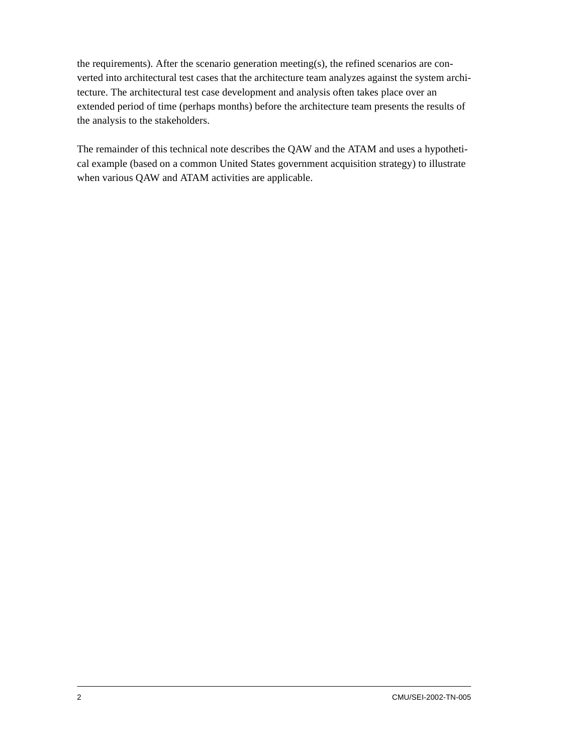the requirements). After the scenario generation meeting(s), the refined scenarios are converted into architectural test cases that the architecture team analyzes against the system architecture. The architectural test case development and analysis often takes place over an extended period of time (perhaps months) before the architecture team presents the results of the analysis to the stakeholders.

The remainder of this technical note describes the QAW and the ATAM and uses a hypothetical example (based on a common United States government acquisition strategy) to illustrate when various QAW and ATAM activities are applicable.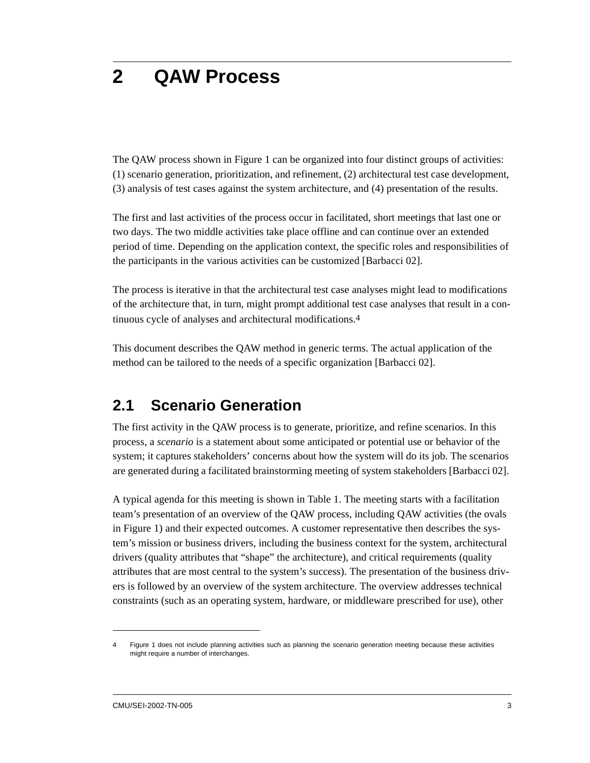# 2 QAW Process

The QAW process shown in Figure 1 can be organized into four distinct groups of activities: (1) scenario generation, prioritization, and refinement, (2) architectural test case development, (3) analysis of test cases against the system architecture, and (4) presentation of the results.

The first and last activities of the process occur in facilitated, short meetings that last one or two days. The two middle activities take place offline and can continue over an extended period of time. Depending on the application context, the specific roles and responsibilities of the participants in the various activities can be customized [Barbacci 02].

The process is iterative in that the architectural test case analyses might lead to modifications of the architecture that, in turn, might prompt additional test case analyses that result in a continuous cycle of analyses and architectural modifications.[4]

This document describes the QAW method in generic terms. The actual application of the method can be tailored to the needs of a specific organization [Barbacci 02].

## 2.1 Scenario Generation

The first activity in the QAW process is to generate, prioritize, and refine scenarios. In this process, a *scenario* is a statement about some anticipated or potential use or behavior of the system; it captures stakeholders' concerns about how the system will do its job. The scenarios are generated during a facilitated brainstorming meeting of system stakeholders [Barbacci 02].

A typical agenda for this meeting is shown in Table 1. The meeting starts with a facilitation team's presentation of an overview of the QAW process, including QAW activities (the ovals in Figure 1) and their expected outcomes. A customer representative then describes the system's mission or business drivers, including the business context for the system, architectural drivers (quality attributes that "shape" the architecture), and critical requirements (quality attributes that are most central to the system's success). The presentation of the business drivers is followed by an overview of the system architecture. The overview addresses technical constraints (such as an operating system, hardware, or middleware prescribed for use), other

---

4 Figure 1 does not include planning activities such as planning the scenario generation meeting because these activities might require a number of interchanges.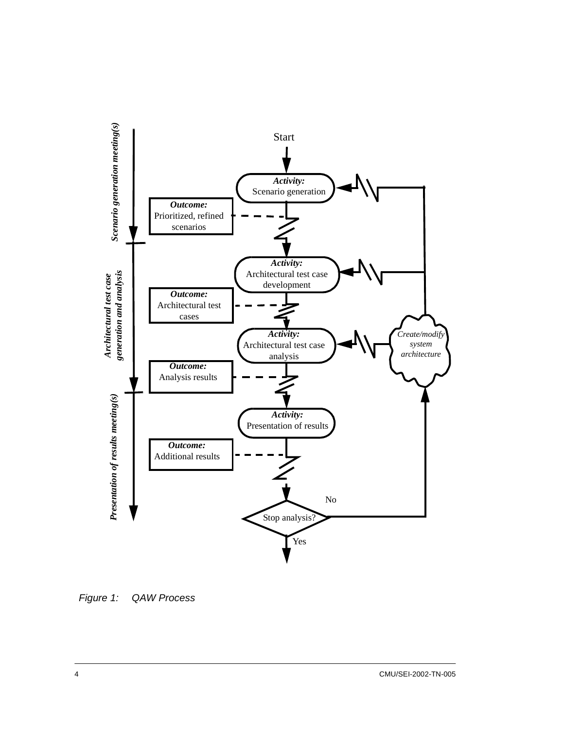Start

**Activity:** Scenario generation

**Outcome:** Prioritized, refined scenarios

**Activity:** Architectural test case development

**Outcome:** Architectural test cases

**Activity:** Architectural test case analysis

**Outcome:** Analysis results

**Activity:** Presentation of results

**Outcome:** Additional results

Stop analysis?

No

Yes

*Create/modify system architecture*

***Scenario generation meeting(s)***

***Architectural test case generation and analysis***

***Presentation of results meeting(s)***

*Figure 1: QAW Process*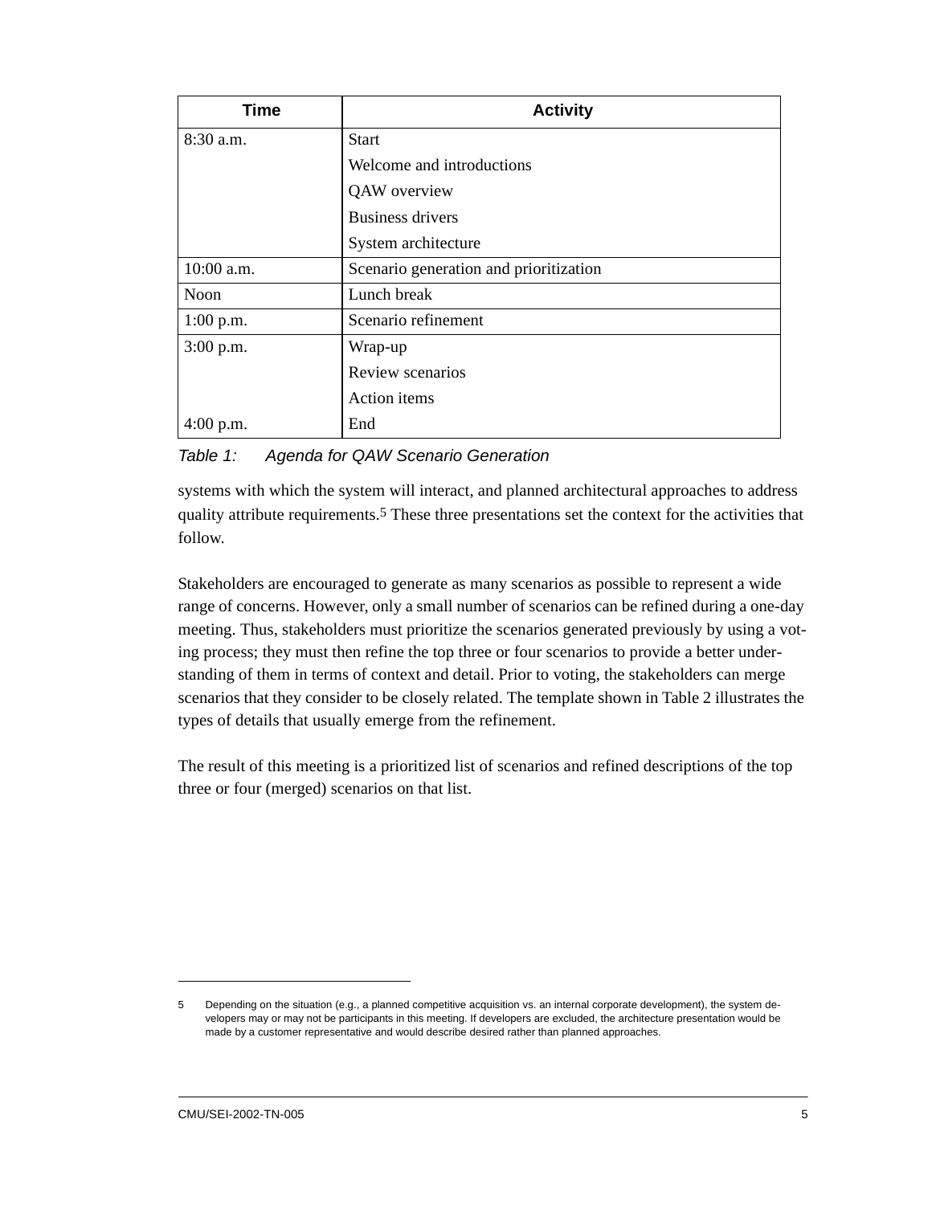| Time | Activity |
| --- | --- |
| 8:30 a.m. | Start |
| | Welcome and introductions |
| | QAW overview |
| | Business drivers |
| | System architecture |
| 10:00 a.m. | Scenario generation and prioritization |
| Noon | Lunch break |
| 1:00 p.m. | Scenario refinement |
| 3:00 p.m. | Wrap-up |
| | Review scenarios |
| | Action items |
| 4:00 p.m. | End |

*Table 1: Agenda for QAW Scenario Generation*

systems with which the system will interact, and planned architectural approaches to address quality attribute requirements.[5] These three presentations set the context for the activities that follow.

Stakeholders are encouraged to generate as many scenarios as possible to represent a wide range of concerns. However, only a small number of scenarios can be refined during a one-day meeting. Thus, stakeholders must prioritize the scenarios generated previously by using a voting process; they must then refine the top three or four scenarios to provide a better understanding of them in terms of context and detail. Prior to voting, the stakeholders can merge scenarios that they consider to be closely related. The template shown in Table 2 illustrates the types of details that usually emerge from the refinement.

The result of this meeting is a prioritized list of scenarios and refined descriptions of the top three or four (merged) scenarios on that list.

---

5 Depending on the situation (e.g., a planned competitive acquisition vs. an internal corporate development), the system developers may or may not be participants in this meeting. If developers are excluded, the architecture presentation would be made by a customer representative and would describe desired rather than planned approaches.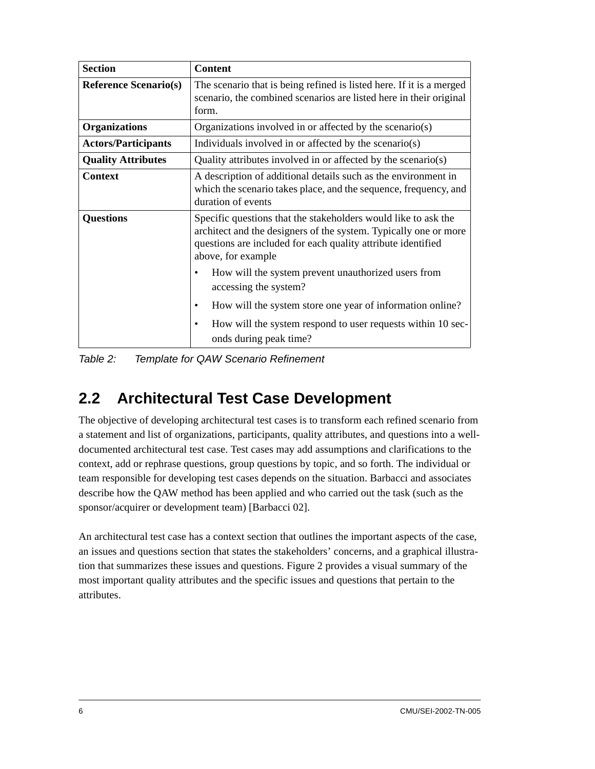| Section | Content |
| --- | --- |
| **Reference Scenario(s)** | The scenario that is being refined is listed here. If it is a merged scenario, the combined scenarios are listed here in their original form. |
| **Organizations** | Organizations involved in or affected by the scenario(s) |
| **Actors/Participants** | Individuals involved in or affected by the scenario(s) |
| **Quality Attributes** | Quality attributes involved in or affected by the scenario(s) |
| **Context** | A description of additional details such as the environment in which the scenario takes place, and the sequence, frequency, and duration of events |
| **Questions** | Specific questions that the stakeholders would like to ask the architect and the designers of the system. Typically one or more questions are included for each quality attribute identified above, for example<br>• How will the system prevent unauthorized users from accessing the system?<br>• How will the system store one year of information online?<br>• How will the system respond to user requests within 10 seconds during peak time? |

*Table 2: Template for QAW Scenario Refinement*

## 2.2 Architectural Test Case Development

The objective of developing architectural test cases is to transform each refined scenario from a statement and list of organizations, participants, quality attributes, and questions into a well-documented architectural test case. Test cases may add assumptions and clarifications to the context, add or rephrase questions, group questions by topic, and so forth. The individual or team responsible for developing test cases depends on the situation. Barbacci and associates describe how the QAW method has been applied and who carried out the task (such as the sponsor/acquirer or development team) [Barbacci 02].

An architectural test case has a context section that outlines the important aspects of the case, an issues and questions section that states the stakeholders' concerns, and a graphical illustration that summarizes these issues and questions. Figure 2 provides a visual summary of the most important quality attributes and the specific issues and questions that pertain to the attributes.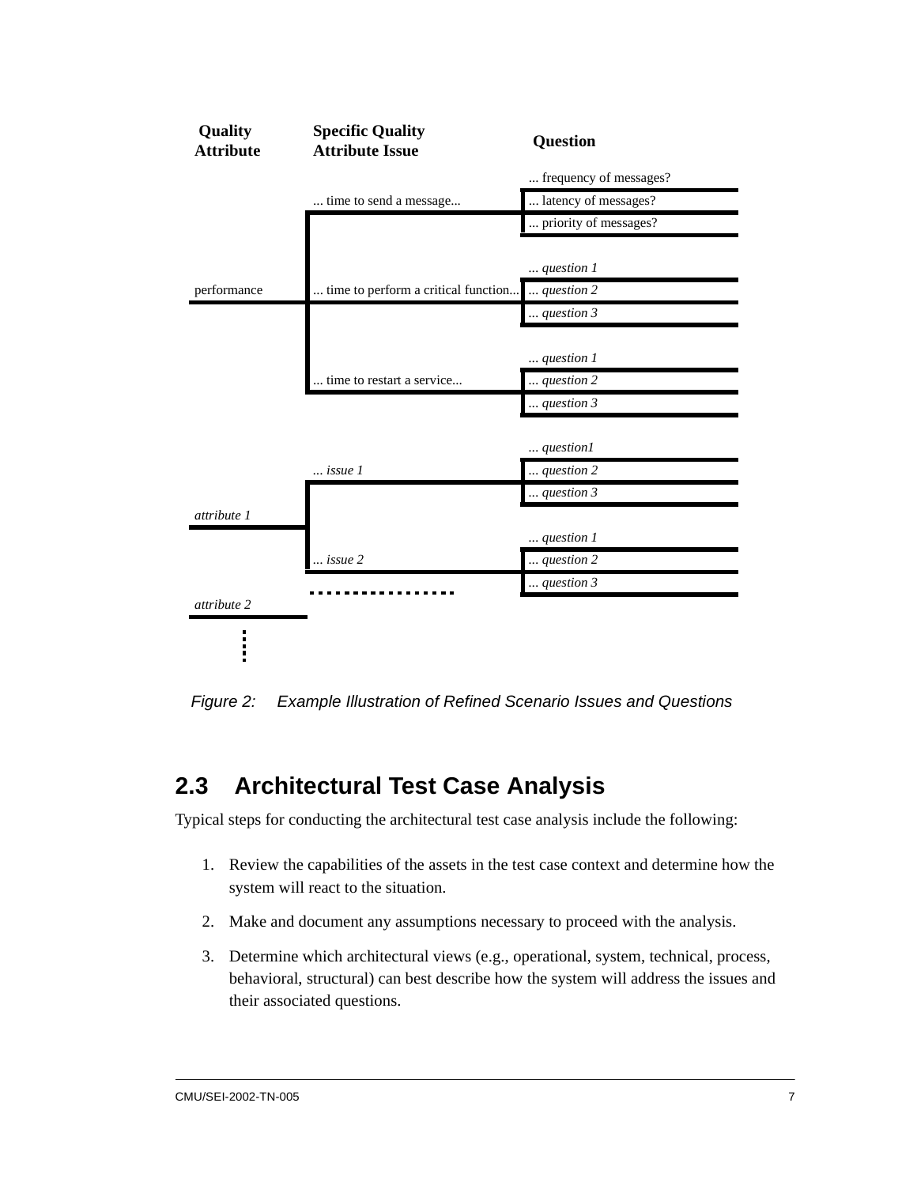| Quality Attribute | Specific Quality Attribute Issue | Question |
| --- | --- | --- |
| performance | ... time to send a message... | ... frequency of messages? |
| | | ... latency of messages? |
| | | ... priority of messages? |
| | ... time to perform a critical function... | *... question 1* |
| | | *... question 2* |
| | | *... question 3* |
| | ... time to restart a service... | *... question 1* |
| | | *... question 2* |
| | | *... question 3* |
| *attribute 1* | *... issue 1* | *... question1* |
| | | *... question 2* |
| | | *... question 3* |
| | *... issue 2* | *... question 1* |
| | | *... question 2* |
| | | *... question 3* |
| *attribute 2* | ... | |
| ... | | |

*Figure 2: Example Illustration of Refined Scenario Issues and Questions*

## 2.3 Architectural Test Case Analysis

Typical steps for conducting the architectural test case analysis include the following:

1. Review the capabilities of the assets in the test case context and determine how the system will react to the situation.
2. Make and document any assumptions necessary to proceed with the analysis.
3. Determine which architectural views (e.g., operational, system, technical, process, behavioral, structural) can best describe how the system will address the issues and their associated questions.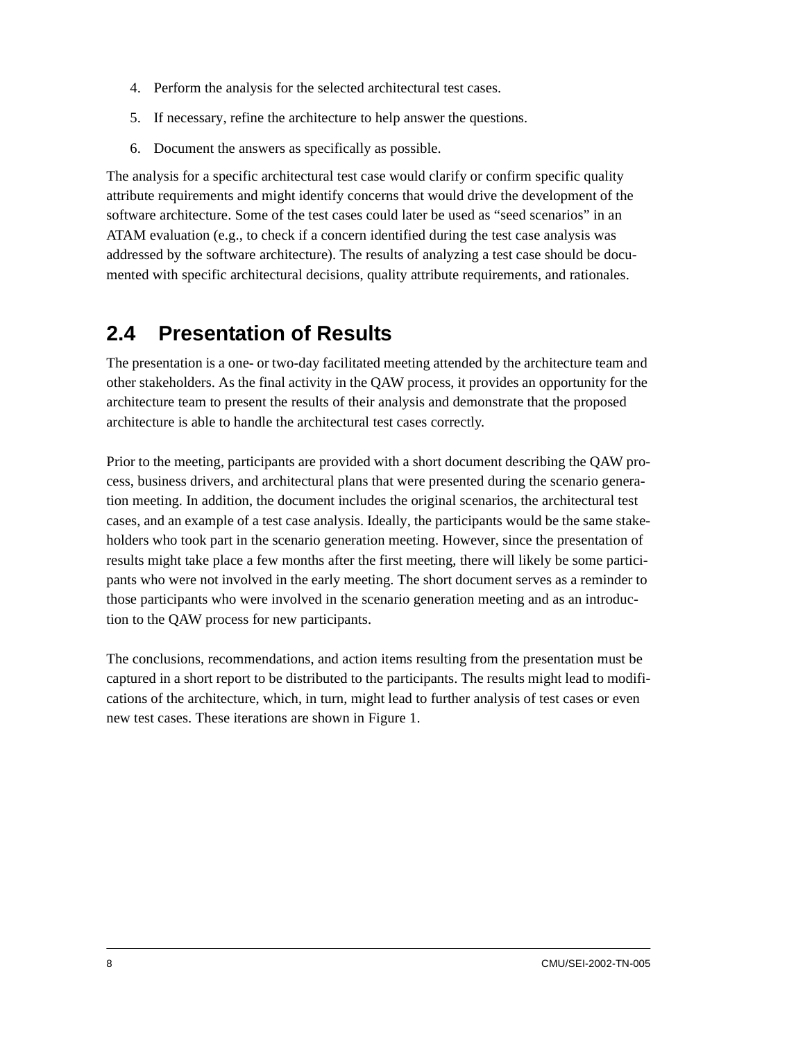4. Perform the analysis for the selected architectural test cases.
5. If necessary, refine the architecture to help answer the questions.
6. Document the answers as specifically as possible.

The analysis for a specific architectural test case would clarify or confirm specific quality attribute requirements and might identify concerns that would drive the development of the software architecture. Some of the test cases could later be used as “seed scenarios” in an ATAM evaluation (e.g., to check if a concern identified during the test case analysis was addressed by the software architecture). The results of analyzing a test case should be documented with specific architectural decisions, quality attribute requirements, and rationales.

## 2.4 Presentation of Results

The presentation is a one- or two-day facilitated meeting attended by the architecture team and other stakeholders. As the final activity in the QAW process, it provides an opportunity for the architecture team to present the results of their analysis and demonstrate that the proposed architecture is able to handle the architectural test cases correctly.

Prior to the meeting, participants are provided with a short document describing the QAW process, business drivers, and architectural plans that were presented during the scenario generation meeting. In addition, the document includes the original scenarios, the architectural test cases, and an example of a test case analysis. Ideally, the participants would be the same stakeholders who took part in the scenario generation meeting. However, since the presentation of results might take place a few months after the first meeting, there will likely be some participants who were not involved in the early meeting. The short document serves as a reminder to those participants who were involved in the scenario generation meeting and as an introduction to the QAW process for new participants.

The conclusions, recommendations, and action items resulting from the presentation must be captured in a short report to be distributed to the participants. The results might lead to modifications of the architecture, which, in turn, might lead to further analysis of test cases or even new test cases. These iterations are shown in Figure 1.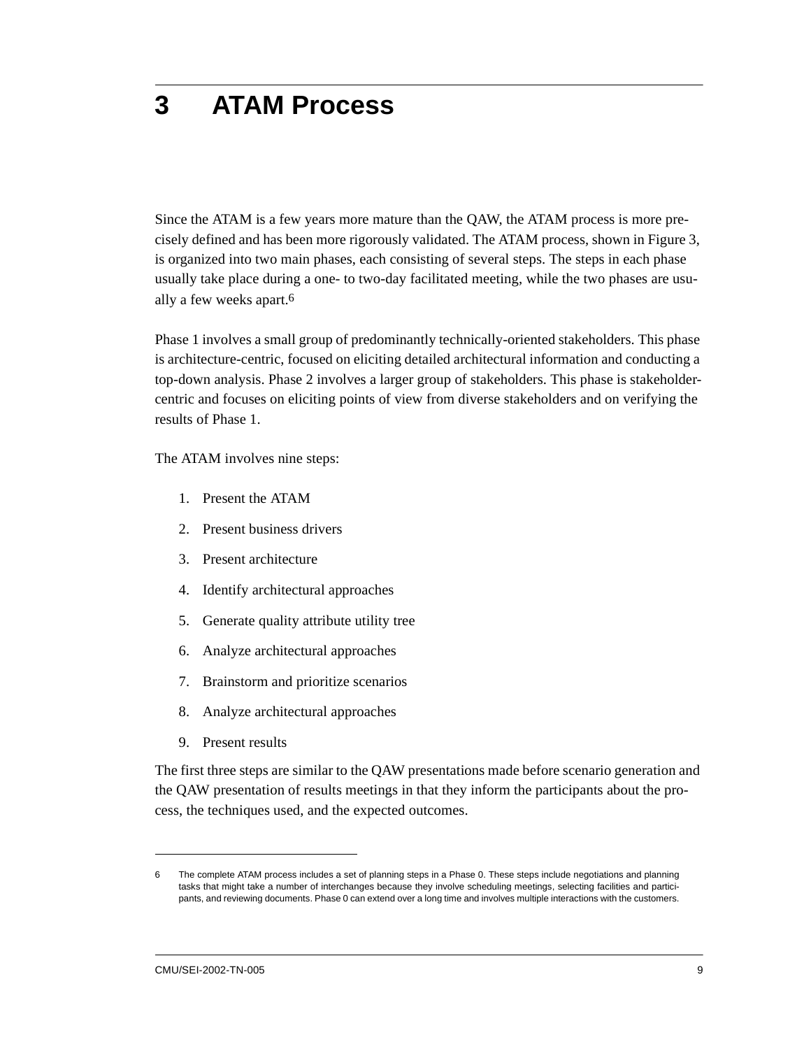# 3 ATAM Process

Since the ATAM is a few years more mature than the QAW, the ATAM process is more precisely defined and has been more rigorously validated. The ATAM process, shown in Figure 3, is organized into two main phases, each consisting of several steps. The steps in each phase usually take place during a one- to two-day facilitated meeting, while the two phases are usually a few weeks apart.[6]

Phase 1 involves a small group of predominantly technically-oriented stakeholders. This phase is architecture-centric, focused on eliciting detailed architectural information and conducting a top-down analysis. Phase 2 involves a larger group of stakeholders. This phase is stakeholder-centric and focuses on eliciting points of view from diverse stakeholders and on verifying the results of Phase 1.

The ATAM involves nine steps:

1. Present the ATAM
2. Present business drivers
3. Present architecture
4. Identify architectural approaches
5. Generate quality attribute utility tree
6. Analyze architectural approaches
7. Brainstorm and prioritize scenarios
8. Analyze architectural approaches
9. Present results

The first three steps are similar to the QAW presentations made before scenario generation and the QAW presentation of results meetings in that they inform the participants about the process, the techniques used, and the expected outcomes.

---

6 The complete ATAM process includes a set of planning steps in a Phase 0. These steps include negotiations and planning tasks that might take a number of interchanges because they involve scheduling meetings, selecting facilities and participants, and reviewing documents. Phase 0 can extend over a long time and involves multiple interactions with the customers.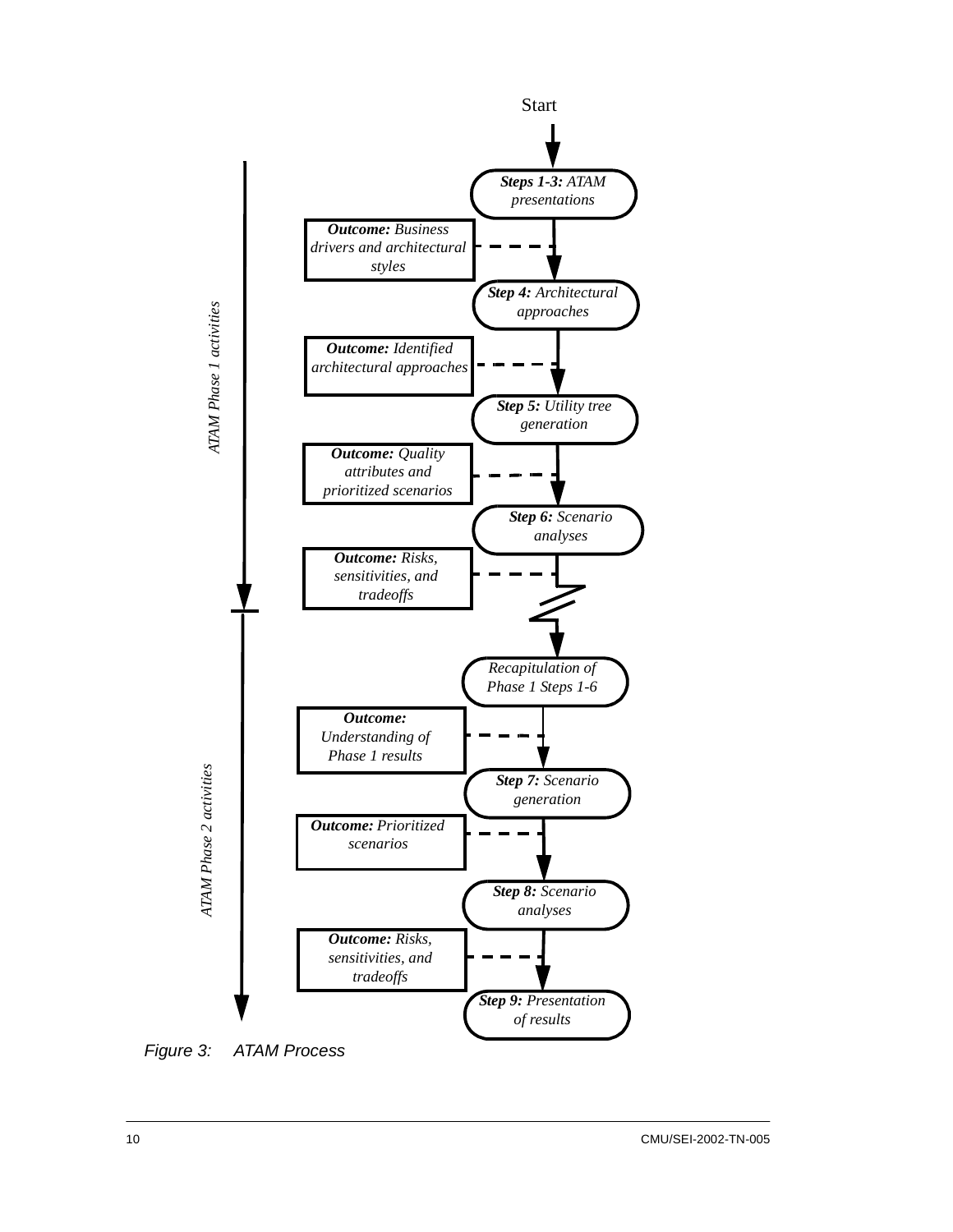Start

*ATAM Phase 1 activities*

***Steps 1-3:*** *ATAM presentations*

***Outcome:*** *Business drivers and architectural styles*

***Step 4:*** *Architectural approaches*

***Outcome:*** *Identified architectural approaches*

***Step 5:*** *Utility tree generation*

***Outcome:*** *Quality attributes and prioritized scenarios*

***Step 6:*** *Scenario analyses*

***Outcome:*** *Risks, sensitivities, and tradeoffs*

*ATAM Phase 2 activities*

*Recapitulation of Phase 1 Steps 1-6*

***Outcome:*** *Understanding of Phase 1 results*

***Step 7:*** *Scenario generation*

***Outcome:*** *Prioritized scenarios*

***Step 8:*** *Scenario analyses*

***Outcome:*** *Risks, sensitivities, and tradeoffs*

***Step 9:*** *Presentation of results*

*Figure 3: ATAM Process*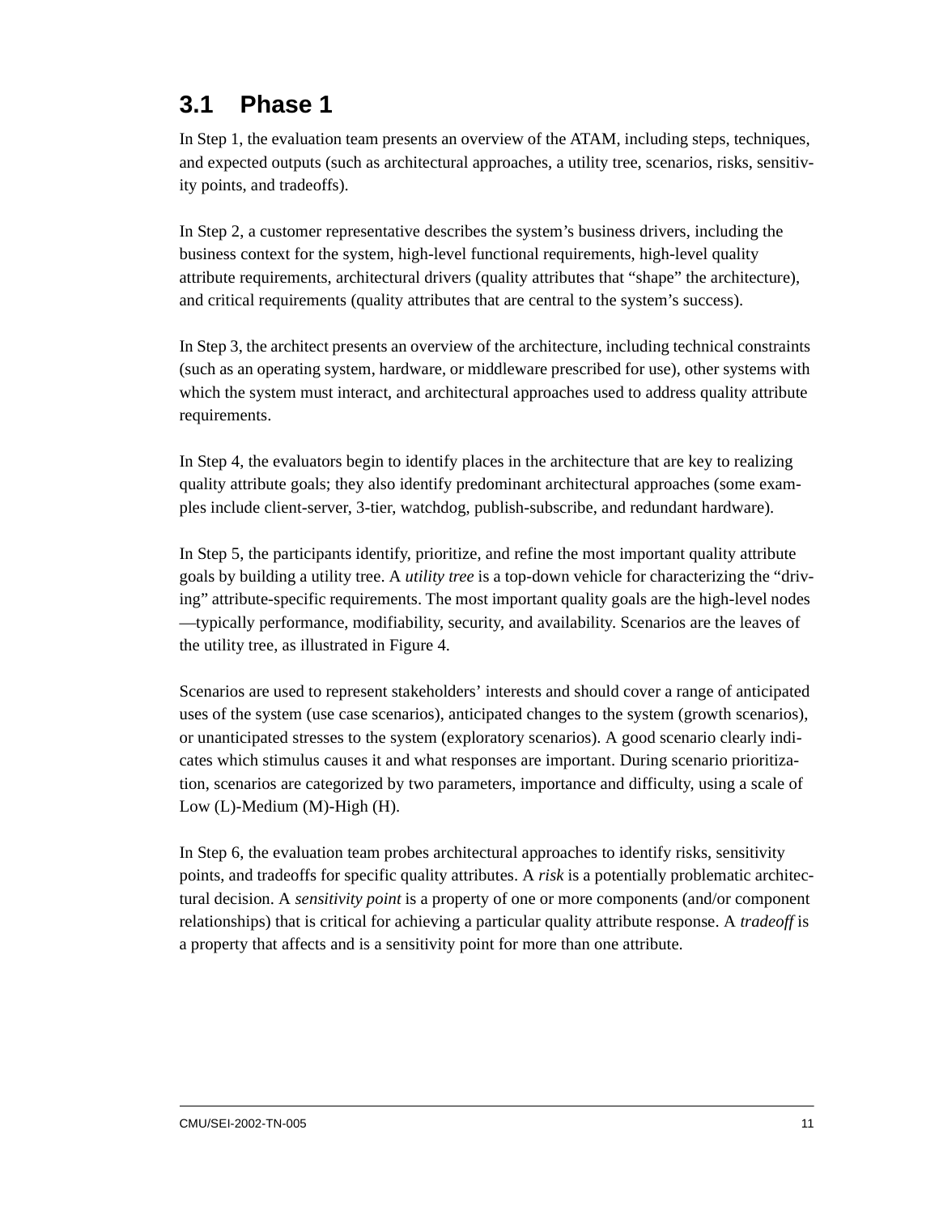## 3.1 Phase 1

In Step 1, the evaluation team presents an overview of the ATAM, including steps, techniques, and expected outputs (such as architectural approaches, a utility tree, scenarios, risks, sensitivity points, and tradeoffs).

In Step 2, a customer representative describes the system's business drivers, including the business context for the system, high-level functional requirements, high-level quality attribute requirements, architectural drivers (quality attributes that "shape" the architecture), and critical requirements (quality attributes that are central to the system's success).

In Step 3, the architect presents an overview of the architecture, including technical constraints (such as an operating system, hardware, or middleware prescribed for use), other systems with which the system must interact, and architectural approaches used to address quality attribute requirements.

In Step 4, the evaluators begin to identify places in the architecture that are key to realizing quality attribute goals; they also identify predominant architectural approaches (some examples include client-server, 3-tier, watchdog, publish-subscribe, and redundant hardware).

In Step 5, the participants identify, prioritize, and refine the most important quality attribute goals by building a utility tree. A *utility tree* is a top-down vehicle for characterizing the "driving" attribute-specific requirements. The most important quality goals are the high-level nodes—typically performance, modifiability, security, and availability. Scenarios are the leaves of the utility tree, as illustrated in Figure 4.

Scenarios are used to represent stakeholders' interests and should cover a range of anticipated uses of the system (use case scenarios), anticipated changes to the system (growth scenarios), or unanticipated stresses to the system (exploratory scenarios). A good scenario clearly indicates which stimulus causes it and what responses are important. During scenario prioritization, scenarios are categorized by two parameters, importance and difficulty, using a scale of Low (L)-Medium (M)-High (H).

In Step 6, the evaluation team probes architectural approaches to identify risks, sensitivity points, and tradeoffs for specific quality attributes. A *risk* is a potentially problematic architectural decision. A *sensitivity point* is a property of one or more components (and/or component relationships) that is critical for achieving a particular quality attribute response. A *tradeoff* is a property that affects and is a sensitivity point for more than one attribute.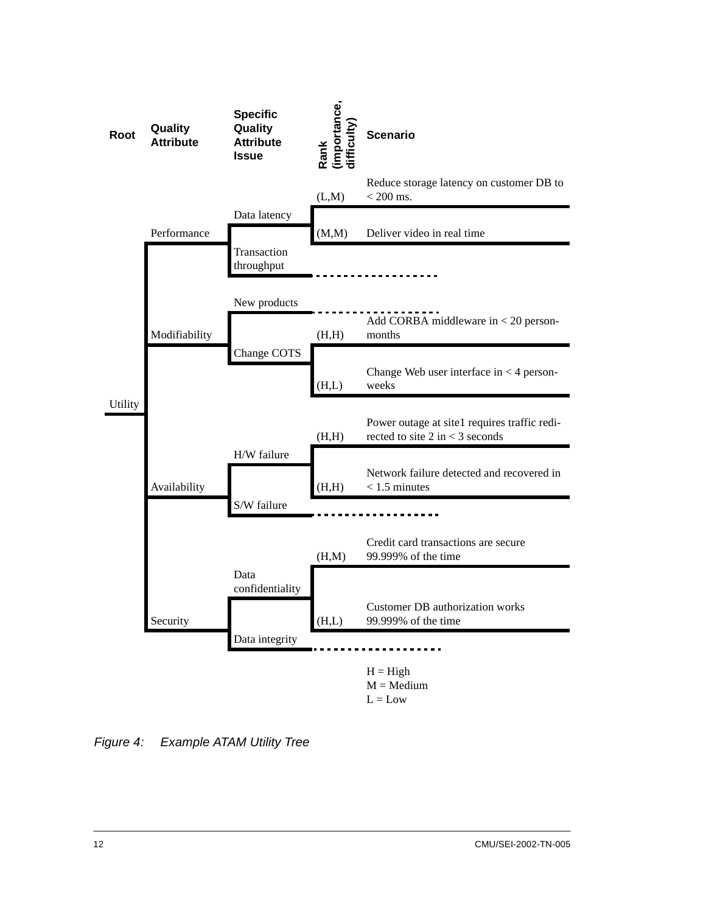| Root | Quality Attribute | Specific Quality Attribute Issue | Rank (importance, difficulty) | Scenario |
| --- | --- | --- | --- | --- |
| Utility | Performance | Data latency | (L,M) | Reduce storage latency on customer DB to < 200 ms. |
| | | | (M,M) | Deliver video in real time |
| | | Transaction throughput | | . . . |
| | Modifiability | New products | | . . . |
| | | Change COTS | (H,H) | Add CORBA middleware in < 20 person-months |
| | | | (H,L) | Change Web user interface in < 4 person-weeks |
| | Availability | H/W failure | (H,H) | Power outage at site1 requires traffic redirected to site 2 in < 3 seconds |
| | | | (H,H) | Network failure detected and recovered in < 1.5 minutes |
| | | S/W failure | | . . . |
| | Security | Data confidentiality | (H,M) | Credit card transactions are secure 99.999% of the time |
| | | | (H,L) | Customer DB authorization works 99.999% of the time |
| | | Data integrity | | . . . |

H = High
M = Medium
L = Low

*Figure 4: Example ATAM Utility Tree*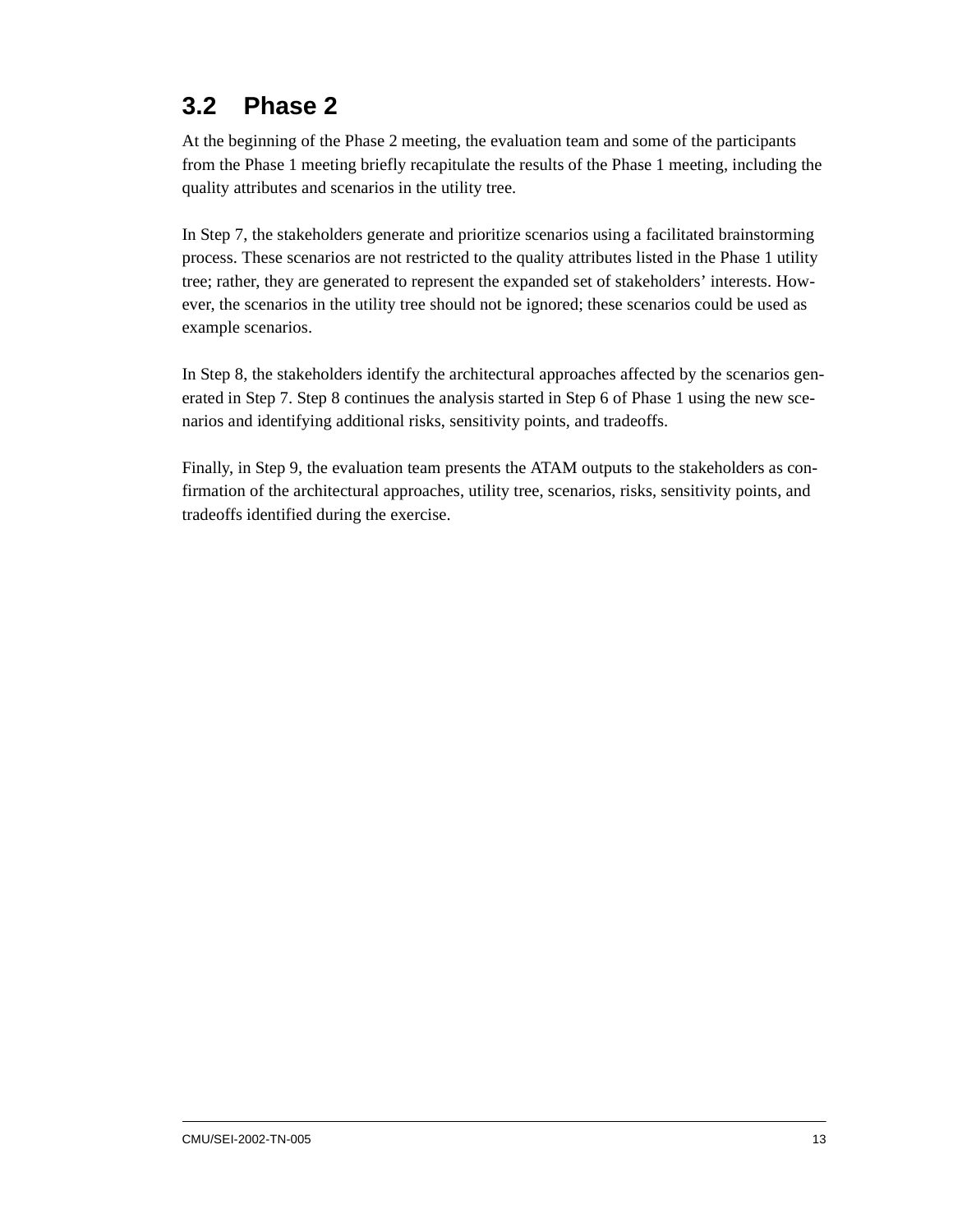## 3.2 Phase 2

At the beginning of the Phase 2 meeting, the evaluation team and some of the participants from the Phase 1 meeting briefly recapitulate the results of the Phase 1 meeting, including the quality attributes and scenarios in the utility tree.

In Step 7, the stakeholders generate and prioritize scenarios using a facilitated brainstorming process. These scenarios are not restricted to the quality attributes listed in the Phase 1 utility tree; rather, they are generated to represent the expanded set of stakeholders' interests. However, the scenarios in the utility tree should not be ignored; these scenarios could be used as example scenarios.

In Step 8, the stakeholders identify the architectural approaches affected by the scenarios generated in Step 7. Step 8 continues the analysis started in Step 6 of Phase 1 using the new scenarios and identifying additional risks, sensitivity points, and tradeoffs.

Finally, in Step 9, the evaluation team presents the ATAM outputs to the stakeholders as confirmation of the architectural approaches, utility tree, scenarios, risks, sensitivity points, and tradeoffs identified during the exercise.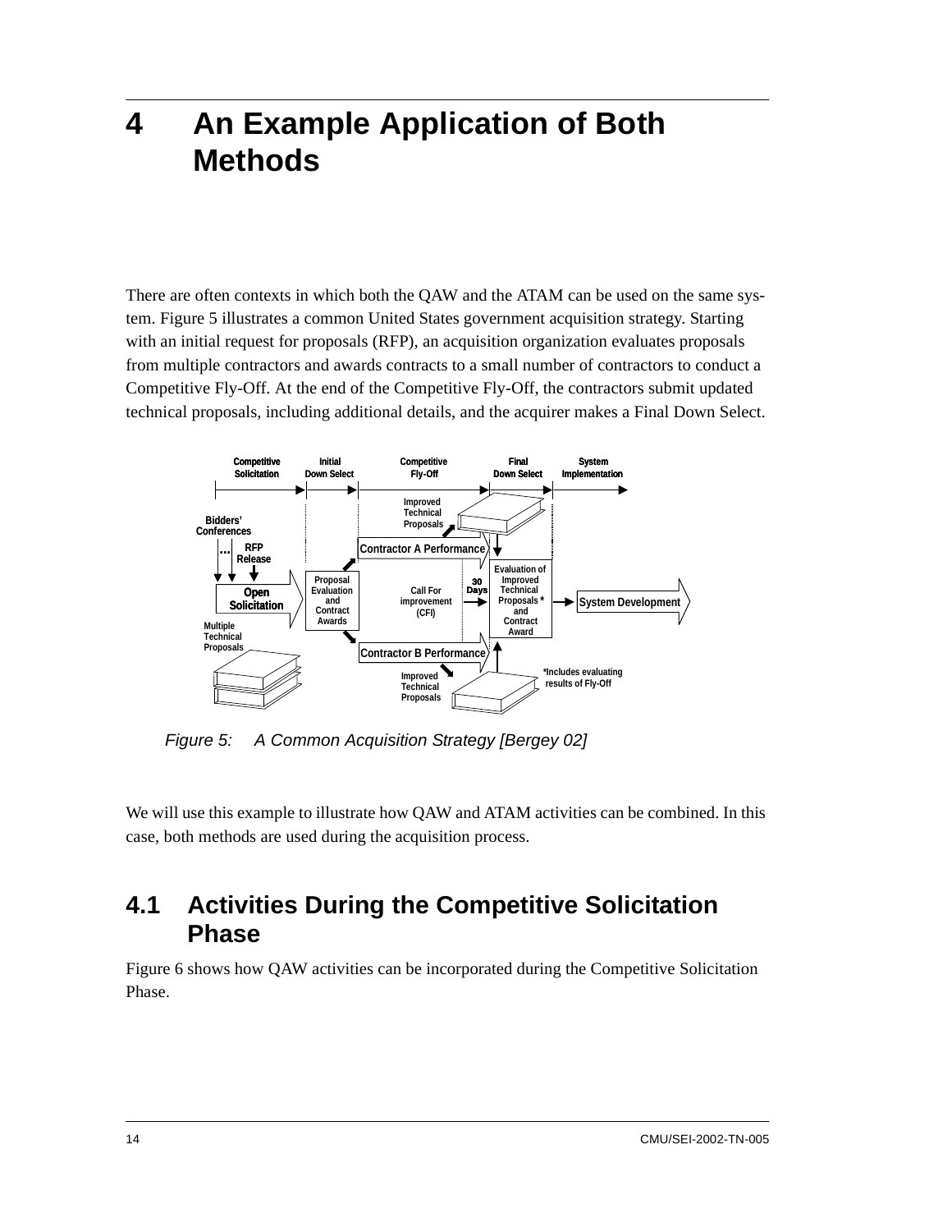# 4 An Example Application of Both Methods

There are often contexts in which both the QAW and the ATAM can be used on the same system. Figure 5 illustrates a common United States government acquisition strategy. Starting with an initial request for proposals (RFP), an acquisition organization evaluates proposals from multiple contractors and awards contracts to a small number of contractors to conduct a Competitive Fly-Off. At the end of the Competitive Fly-Off, the contractors submit updated technical proposals, including additional details, and the acquirer makes a Final Down Select.

*Figure 5: A Common Acquisition Strategy [Bergey 02]*

We will use this example to illustrate how QAW and ATAM activities can be combined. In this case, both methods are used during the acquisition process.

## 4.1 Activities During the Competitive Solicitation Phase

Figure 6 shows how QAW activities can be incorporated during the Competitive Solicitation Phase.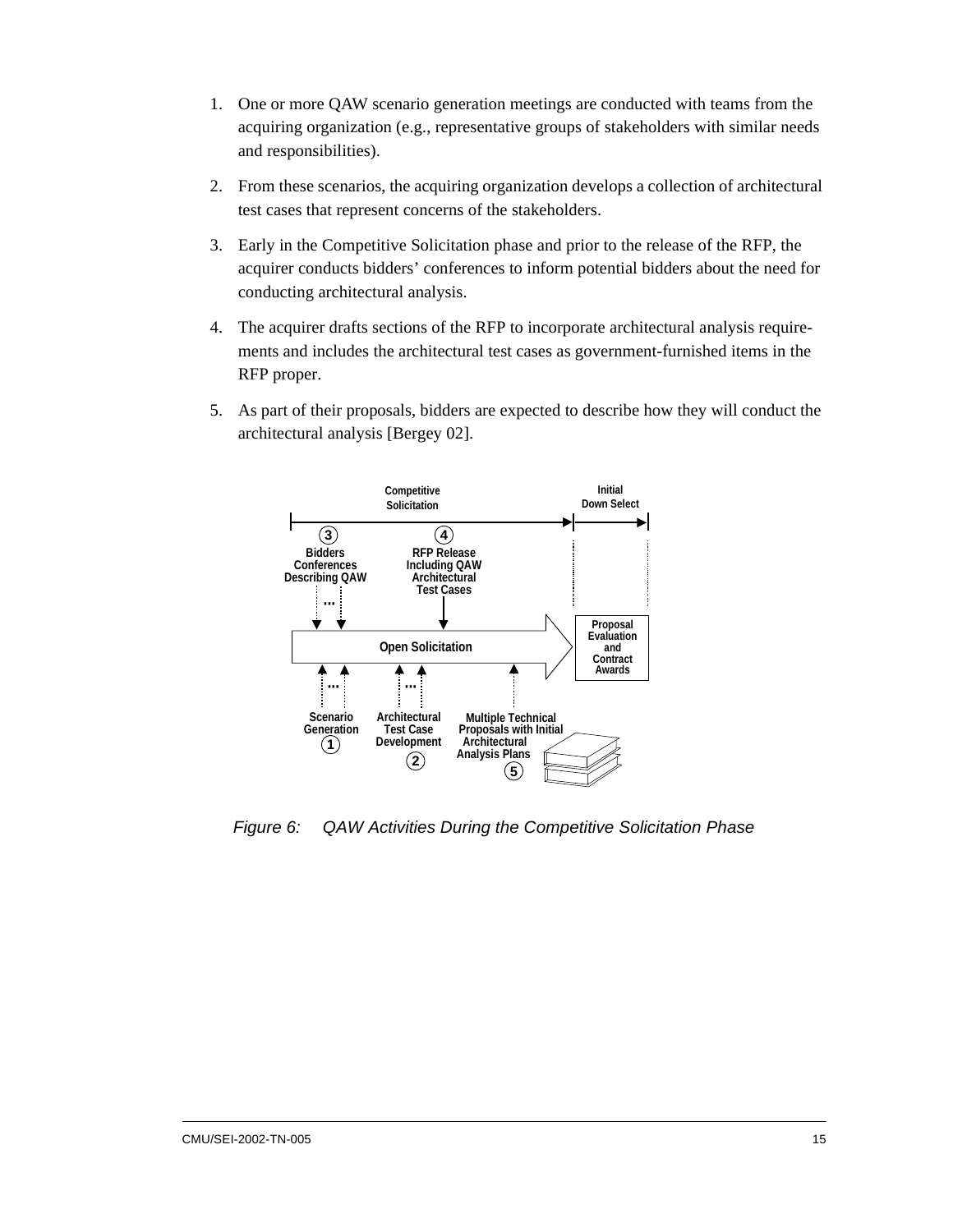1. One or more QAW scenario generation meetings are conducted with teams from the acquiring organization (e.g., representative groups of stakeholders with similar needs and responsibilities).

2. From these scenarios, the acquiring organization develops a collection of architectural test cases that represent concerns of the stakeholders.

3. Early in the Competitive Solicitation phase and prior to the release of the RFP, the acquirer conducts bidders' conferences to inform potential bidders about the need for conducting architectural analysis.

4. The acquirer drafts sections of the RFP to incorporate architectural analysis requirements and includes the architectural test cases as government-furnished items in the RFP proper.

5. As part of their proposals, bidders are expected to describe how they will conduct the architectural analysis [Bergey 02].

*Figure 6: QAW Activities During the Competitive Solicitation Phase*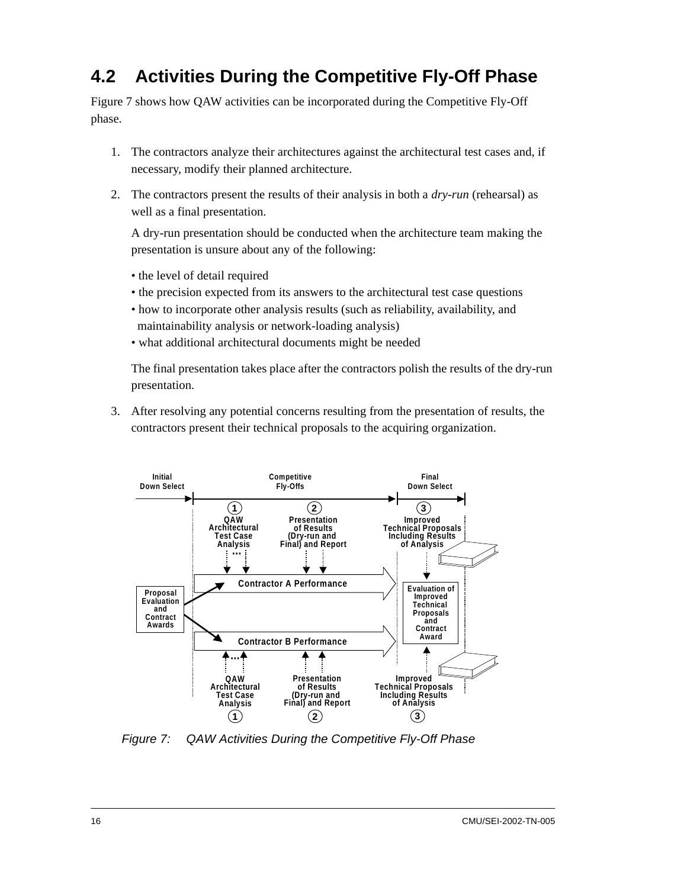## 4.2 Activities During the Competitive Fly-Off Phase

Figure 7 shows how QAW activities can be incorporated during the Competitive Fly-Off phase.

1. The contractors analyze their architectures against the architectural test cases and, if necessary, modify their planned architecture.

2. The contractors present the results of their analysis in both a *dry-run* (rehearsal) as well as a final presentation.

   A dry-run presentation should be conducted when the architecture team making the presentation is unsure about any of the following:

   - the level of detail required
   - the precision expected from its answers to the architectural test case questions
   - how to incorporate other analysis results (such as reliability, availability, and maintainability analysis or network-loading analysis)
   - what additional architectural documents might be needed

   The final presentation takes place after the contractors polish the results of the dry-run presentation.

3. After resolving any potential concerns resulting from the presentation of results, the contractors present their technical proposals to the acquiring organization.

*Figure 7: QAW Activities During the Competitive Fly-Off Phase*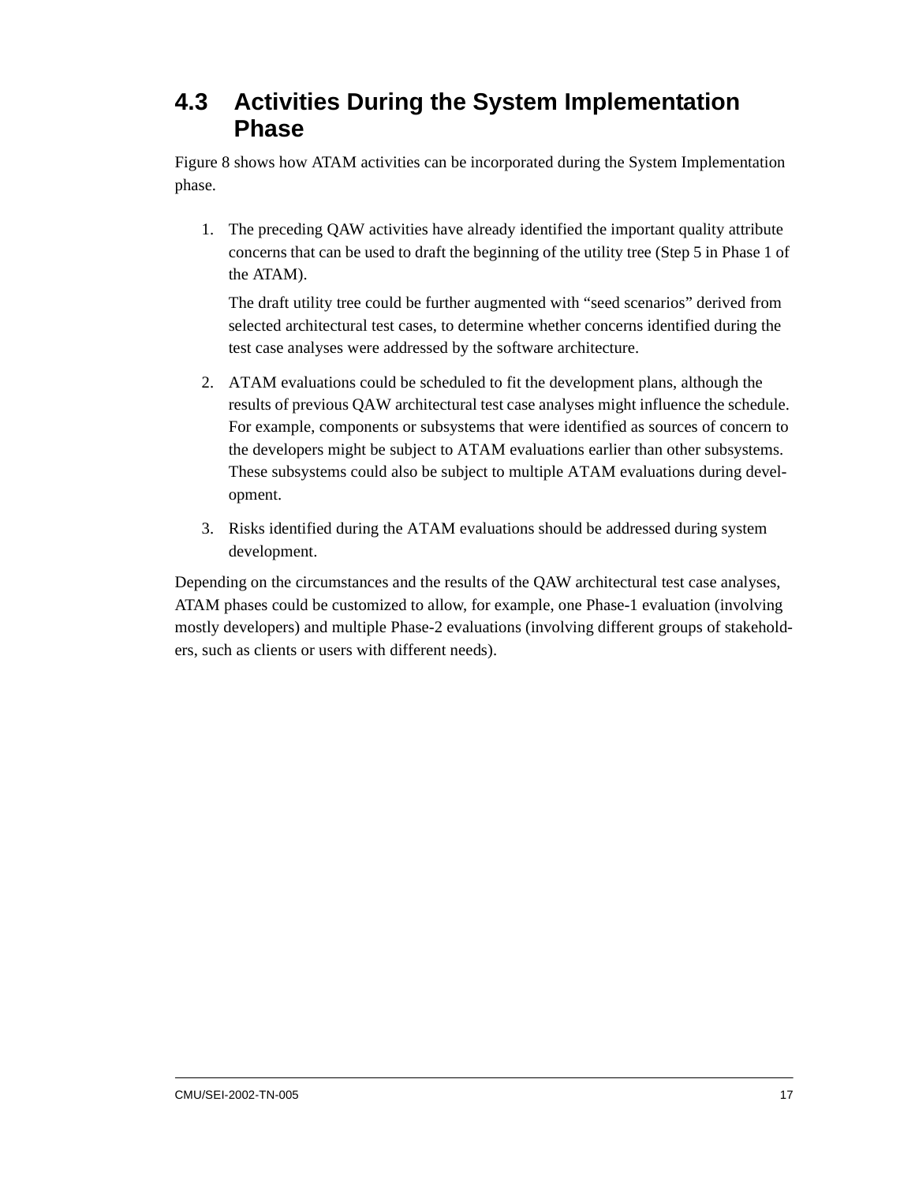## 4.3 Activities During the System Implementation Phase

Figure 8 shows how ATAM activities can be incorporated during the System Implementation phase.

1. The preceding QAW activities have already identified the important quality attribute concerns that can be used to draft the beginning of the utility tree (Step 5 in Phase 1 of the ATAM).

   The draft utility tree could be further augmented with "seed scenarios" derived from selected architectural test cases, to determine whether concerns identified during the test case analyses were addressed by the software architecture.

2. ATAM evaluations could be scheduled to fit the development plans, although the results of previous QAW architectural test case analyses might influence the schedule. For example, components or subsystems that were identified as sources of concern to the developers might be subject to ATAM evaluations earlier than other subsystems. These subsystems could also be subject to multiple ATAM evaluations during development.

3. Risks identified during the ATAM evaluations should be addressed during system development.

Depending on the circumstances and the results of the QAW architectural test case analyses, ATAM phases could be customized to allow, for example, one Phase-1 evaluation (involving mostly developers) and multiple Phase-2 evaluations (involving different groups of stakeholders, such as clients or users with different needs).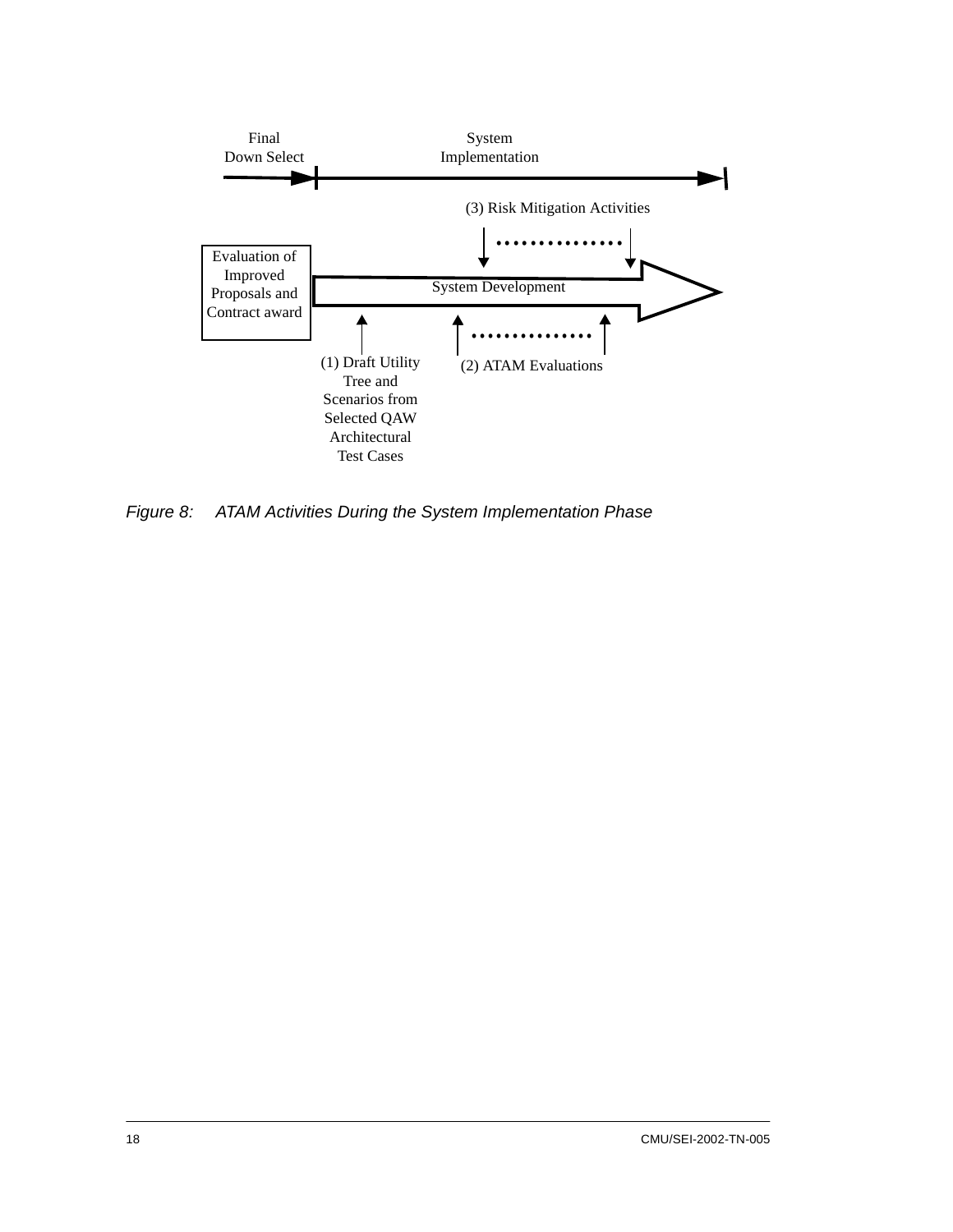Final Down Select

System Implementation

(3) Risk Mitigation Activities

Evaluation of Improved Proposals and Contract award

System Development

(1) Draft Utility Tree and Scenarios from Selected QAW Architectural Test Cases

(2) ATAM Evaluations

*Figure 8: ATAM Activities During the System Implementation Phase*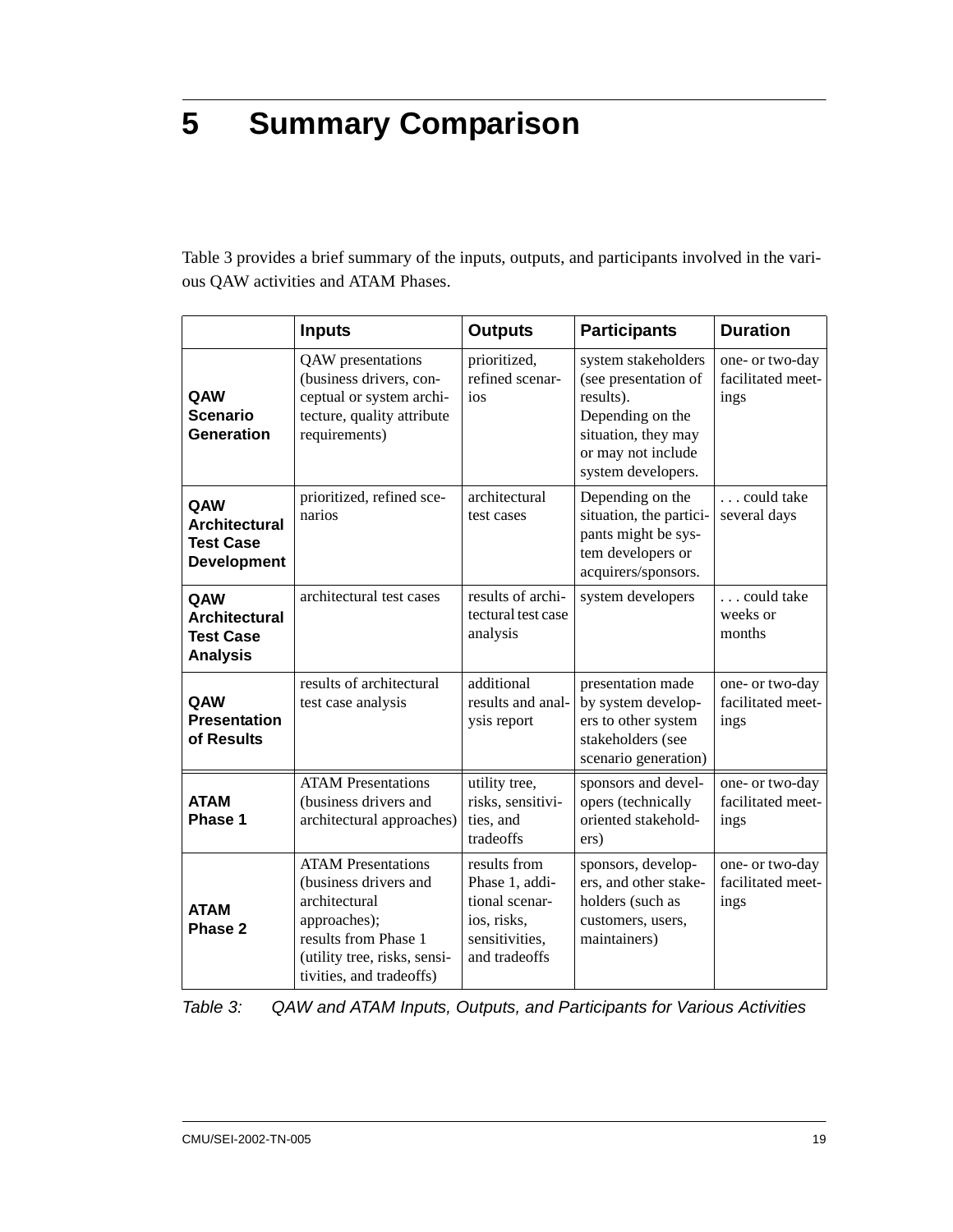# 5 Summary Comparison

Table 3 provides a brief summary of the inputs, outputs, and participants involved in the various QAW activities and ATAM Phases.

| | Inputs | Outputs | Participants | Duration |
|---|---|---|---|---|
| **QAW Scenario Generation** | QAW presentations (business drivers, conceptual or system architecture, quality attribute requirements) | prioritized, refined scenarios | system stakeholders (see presentation of results). Depending on the situation, they may or may not include system developers. | one- or two-day facilitated meetings |
| **QAW Architectural Test Case Development** | prioritized, refined scenarios | architectural test cases | Depending on the situation, the participants might be system developers or acquirers/sponsors. | . . . could take several days |
| **QAW Architectural Test Case Analysis** | architectural test cases | results of architectural test case analysis | system developers | . . . could take weeks or months |
| **QAW Presentation of Results** | results of architectural test case analysis | additional results and analysis report | presentation made by system developers to other system stakeholders (see scenario generation) | one- or two-day facilitated meetings |
| **ATAM Phase 1** | ATAM Presentations (business drivers and architectural approaches) | utility tree, risks, sensitivities, and tradeoffs | sponsors and developers (technically oriented stakeholders) | one- or two-day facilitated meetings |
| **ATAM Phase 2** | ATAM Presentations (business drivers and architectural approaches); results from Phase 1 (utility tree, risks, sensitivities, and tradeoffs) | results from Phase 1, additional scenarios, risks, sensitivities, and tradeoffs | sponsors, developers, and other stakeholders (such as customers, users, maintainers) | one- or two-day facilitated meetings |

*Table 3: QAW and ATAM Inputs, Outputs, and Participants for Various Activities*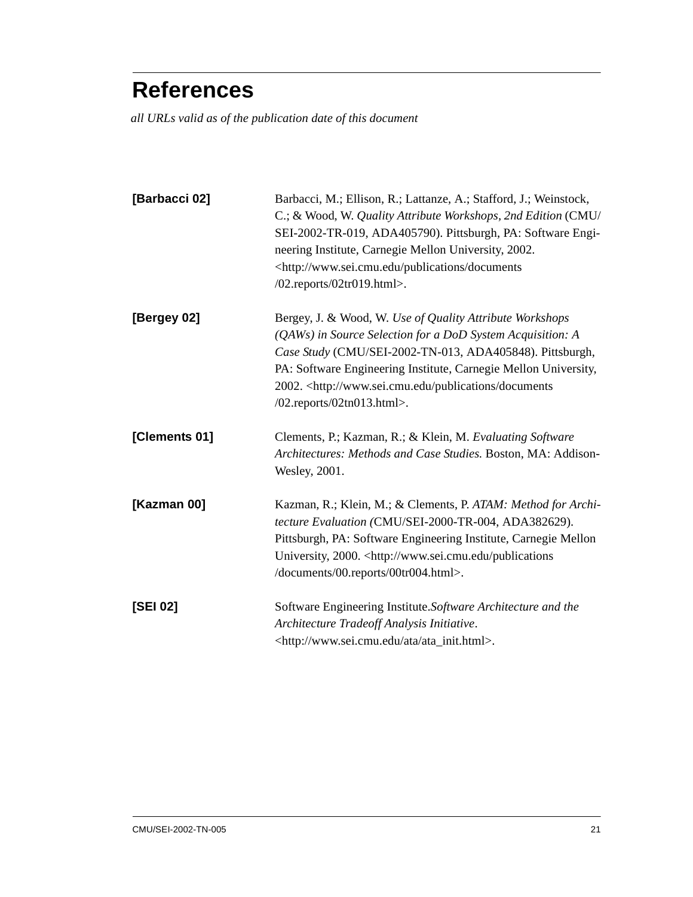# References

*all URLs valid as of the publication date of this document*

**[Barbacci 02]** Barbacci, M.; Ellison, R.; Lattanze, A.; Stafford, J.; Weinstock, C.; & Wood, W. *Quality Attribute Workshops, 2nd Edition* (CMU/SEI-2002-TR-019, ADA405790). Pittsburgh, PA: Software Engineering Institute, Carnegie Mellon University, 2002. <http://www.sei.cmu.edu/publications/documents/02.reports/02tr019.html>.

**[Bergey 02]** Bergey, J. & Wood, W. *Use of Quality Attribute Workshops (QAWs) in Source Selection for a DoD System Acquisition: A Case Study* (CMU/SEI-2002-TN-013, ADA405848). Pittsburgh, PA: Software Engineering Institute, Carnegie Mellon University, 2002. <http://www.sei.cmu.edu/publications/documents/02.reports/02tn013.html>.

**[Clements 01]** Clements, P.; Kazman, R.; & Klein, M. *Evaluating Software Architectures: Methods and Case Studies.* Boston, MA: Addison-Wesley, 2001.

**[Kazman 00]** Kazman, R.; Klein, M.; & Clements, P. *ATAM: Method for Architecture Evaluation (*CMU/SEI-2000-TR-004, ADA382629). Pittsburgh, PA: Software Engineering Institute, Carnegie Mellon University, 2000. <http://www.sei.cmu.edu/publications/documents/00.reports/00tr004.html>.

**[SEI 02]** Software Engineering Institute.*Software Architecture and the Architecture Tradeoff Analysis Initiative*. <http://www.sei.cmu.edu/ata/ata_init.html>.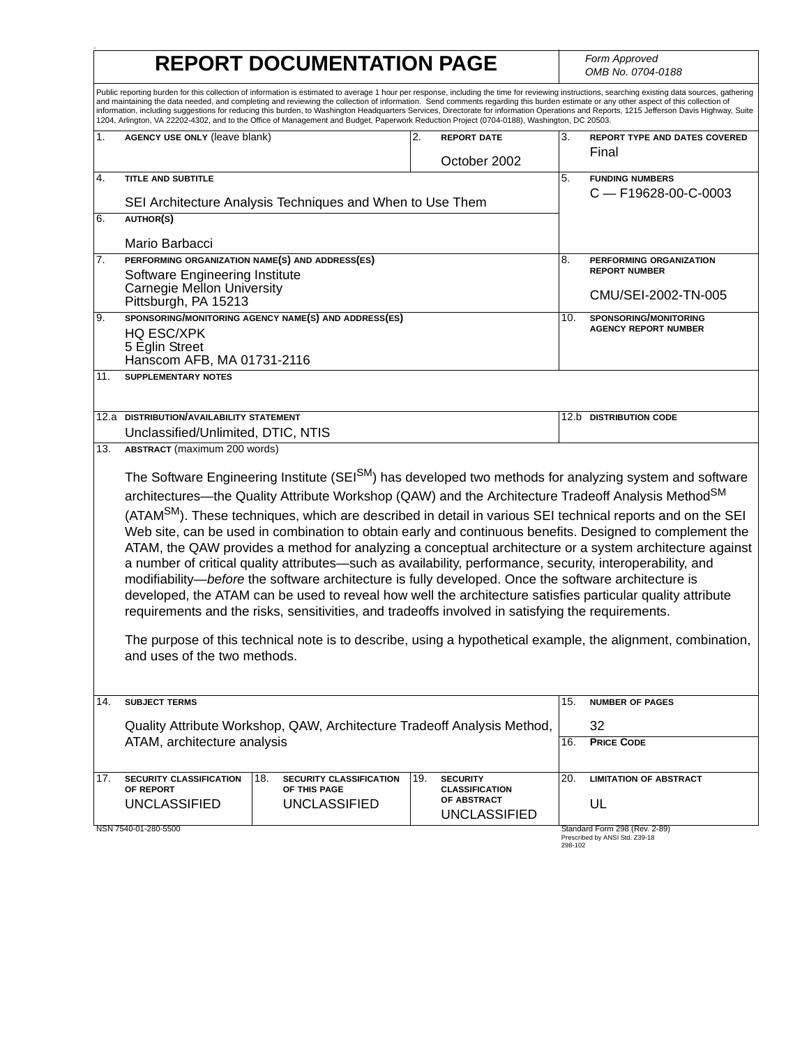# REPORT DOCUMENTATION PAGE

*Form Approved*
*OMB No. 0704-0188*

Public reporting burden for this collection of information is estimated to average 1 hour per response, including the time for reviewing instructions, searching existing data sources, gathering and maintaining the data needed, and completing and reviewing the collection of information. Send comments regarding this burden estimate or any other aspect of this collection of information, including suggestions for reducing this burden, to Washington Headquarters Services, Directorate for information Operations and Reports, 1215 Jefferson Davis Highway, Suite 1204, Arlington, VA 22202-4302, and to the Office of Management and Budget, Paperwork Reduction Project (0704-0188), Washington, DC 20503.

| | | |
|---|---|---|
| 1. AGENCY USE ONLY (leave blank) | 2. REPORT DATE<br>October 2002 | 3. REPORT TYPE AND DATES COVERED<br>Final |
| 4. TITLE AND SUBTITLE<br>SEI Architecture Analysis Techniques and When to Use Them | | 5. FUNDING NUMBERS<br>C — F19628-00-C-0003 |
| 6. AUTHOR(S)<br>Mario Barbacci | | |
| 7. PERFORMING ORGANIZATION NAME(S) AND ADDRESS(ES)<br>Software Engineering Institute<br>Carnegie Mellon University<br>Pittsburgh, PA 15213 | | 8. PERFORMING ORGANIZATION REPORT NUMBER<br>CMU/SEI-2002-TN-005 |
| 9. SPONSORING/MONITORING AGENCY NAME(S) AND ADDRESS(ES)<br>HQ ESC/XPK<br>5 Eglin Street<br>Hanscom AFB, MA 01731-2116 | | 10. SPONSORING/MONITORING AGENCY REPORT NUMBER |
| 11. SUPPLEMENTARY NOTES | | |
| 12.a DISTRIBUTION/AVAILABILITY STATEMENT<br>Unclassified/Unlimited, DTIC, NTIS | | 12.b DISTRIBUTION CODE |

13. ABSTRACT (maximum 200 words)

The Software Engineering Institute (SEI[SM]) has developed two methods for analyzing system and software architectures—the Quality Attribute Workshop (QAW) and the Architecture Tradeoff Analysis Method[SM] (ATAM[SM]). These techniques, which are described in detail in various SEI technical reports and on the SEI Web site, can be used in combination to obtain early and continuous benefits. Designed to complement the ATAM, the QAW provides a method for analyzing a conceptual architecture or a system architecture against a number of critical quality attributes—such as availability, performance, security, interoperability, and modifiability—*before* the software architecture is fully developed. Once the software architecture is developed, the ATAM can be used to reveal how well the architecture satisfies particular quality attribute requirements and the risks, sensitivities, and tradeoffs involved in satisfying the requirements.

The purpose of this technical note is to describe, using a hypothetical example, the alignment, combination, and uses of the two methods.

| | | | |
|---|---|---|---|
| 14. SUBJECT TERMS<br>Quality Attribute Workshop, QAW, Architecture Tradeoff Analysis Method, ATAM, architecture analysis | | | 15. NUMBER OF PAGES<br>32 |
| | | | 16. PRICE CODE |
| 17. SECURITY CLASSIFICATION OF REPORT<br>UNCLASSIFIED | 18. SECURITY CLASSIFICATION OF THIS PAGE<br>UNCLASSIFIED | 19. SECURITY CLASSIFICATION OF ABSTRACT<br>UNCLASSIFIED | 20. LIMITATION OF ABSTRACT<br>UL |

NSN 7540-01-280-5500

Standard Form 298 (Rev. 2-89)
Prescribed by ANSI Std. Z39-18
298-102